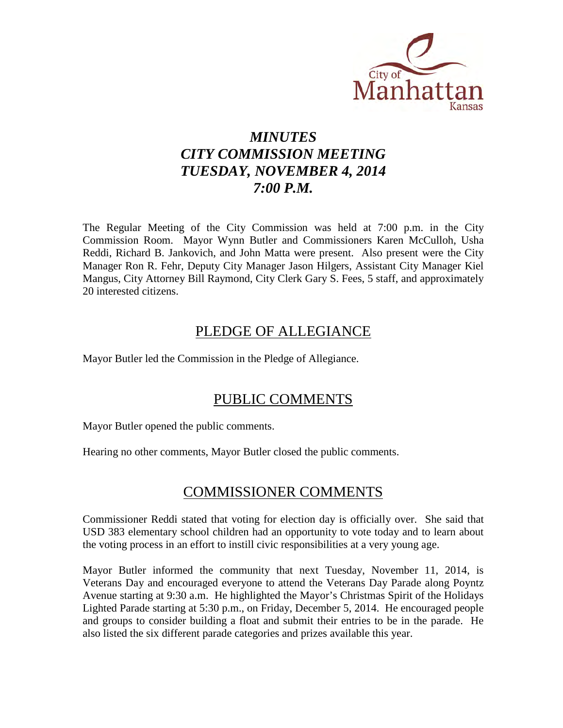# *MINUTES*
# *CITY COMMISSION MEETING*
# *TUESDAY, NOVEMBER 4, 2014*
# *7:00 P.M.*

The Regular Meeting of the City Commission was held at 7:00 p.m. in the City Commission Room. Mayor Wynn Butler and Commissioners Karen McCulloh, Usha Reddi, Richard B. Jankovich, and John Matta were present. Also present were the City Manager Ron R. Fehr, Deputy City Manager Jason Hilgers, Assistant City Manager Kiel Mangus, City Attorney Bill Raymond, City Clerk Gary S. Fees, 5 staff, and approximately 20 interested citizens.

## PLEDGE OF ALLEGIANCE

Mayor Butler led the Commission in the Pledge of Allegiance.

## PUBLIC COMMENTS

Mayor Butler opened the public comments.

Hearing no other comments, Mayor Butler closed the public comments.

## COMMISSIONER COMMENTS

Commissioner Reddi stated that voting for election day is officially over. She said that USD 383 elementary school children had an opportunity to vote today and to learn about the voting process in an effort to instill civic responsibilities at a very young age.

Mayor Butler informed the community that next Tuesday, November 11, 2014, is Veterans Day and encouraged everyone to attend the Veterans Day Parade along Poyntz Avenue starting at 9:30 a.m. He highlighted the Mayor's Christmas Spirit of the Holidays Lighted Parade starting at 5:30 p.m., on Friday, December 5, 2014. He encouraged people and groups to consider building a float and submit their entries to be in the parade. He also listed the six different parade categories and prizes available this year.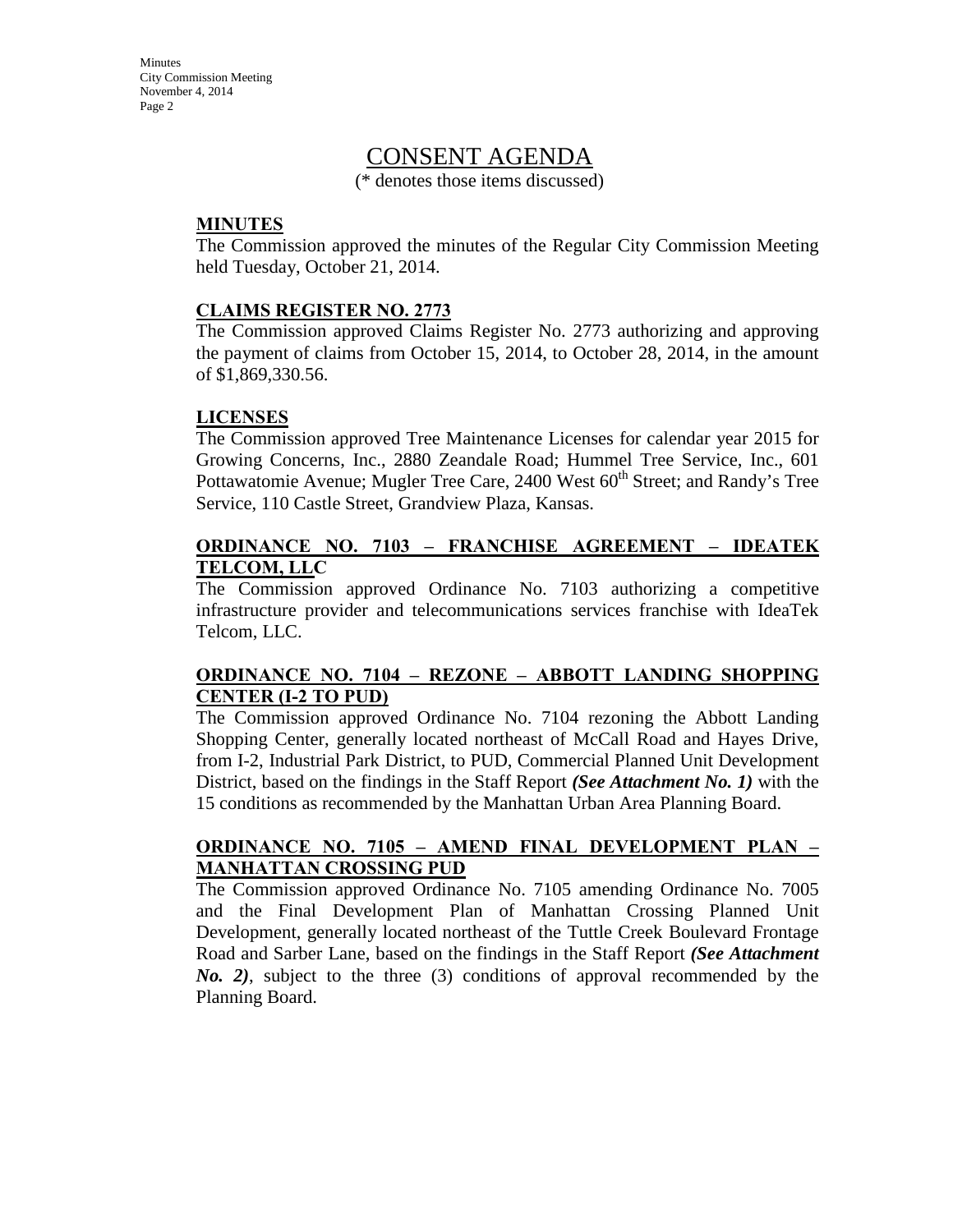# CONSENT AGENDA

(* denotes those items discussed)

## MINUTES

The Commission approved the minutes of the Regular City Commission Meeting held Tuesday, October 21, 2014.

## CLAIMS REGISTER NO. 2773

The Commission approved Claims Register No. 2773 authorizing and approving the payment of claims from October 15, 2014, to October 28, 2014, in the amount of $1,869,330.56.

## LICENSES

The Commission approved Tree Maintenance Licenses for calendar year 2015 for Growing Concerns, Inc., 2880 Zeandale Road; Hummel Tree Service, Inc., 601 Pottawatomie Avenue; Mugler Tree Care, 2400 West 60th Street; and Randy's Tree Service, 110 Castle Street, Grandview Plaza, Kansas.

## ORDINANCE NO. 7103 – FRANCHISE AGREEMENT – IDEATEK TELCOM, LLC

The Commission approved Ordinance No. 7103 authorizing a competitive infrastructure provider and telecommunications services franchise with IdeaTek Telcom, LLC.

## ORDINANCE NO. 7104 – REZONE – ABBOTT LANDING SHOPPING CENTER (I-2 TO PUD)

The Commission approved Ordinance No. 7104 rezoning the Abbott Landing Shopping Center, generally located northeast of McCall Road and Hayes Drive, from I-2, Industrial Park District, to PUD, Commercial Planned Unit Development District, based on the findings in the Staff Report ***(See Attachment No. 1)*** with the 15 conditions as recommended by the Manhattan Urban Area Planning Board.

## ORDINANCE NO. 7105 – AMEND FINAL DEVELOPMENT PLAN – MANHATTAN CROSSING PUD

The Commission approved Ordinance No. 7105 amending Ordinance No. 7005 and the Final Development Plan of Manhattan Crossing Planned Unit Development, generally located northeast of the Tuttle Creek Boulevard Frontage Road and Sarber Lane, based on the findings in the Staff Report ***(See Attachment No. 2)***, subject to the three (3) conditions of approval recommended by the Planning Board.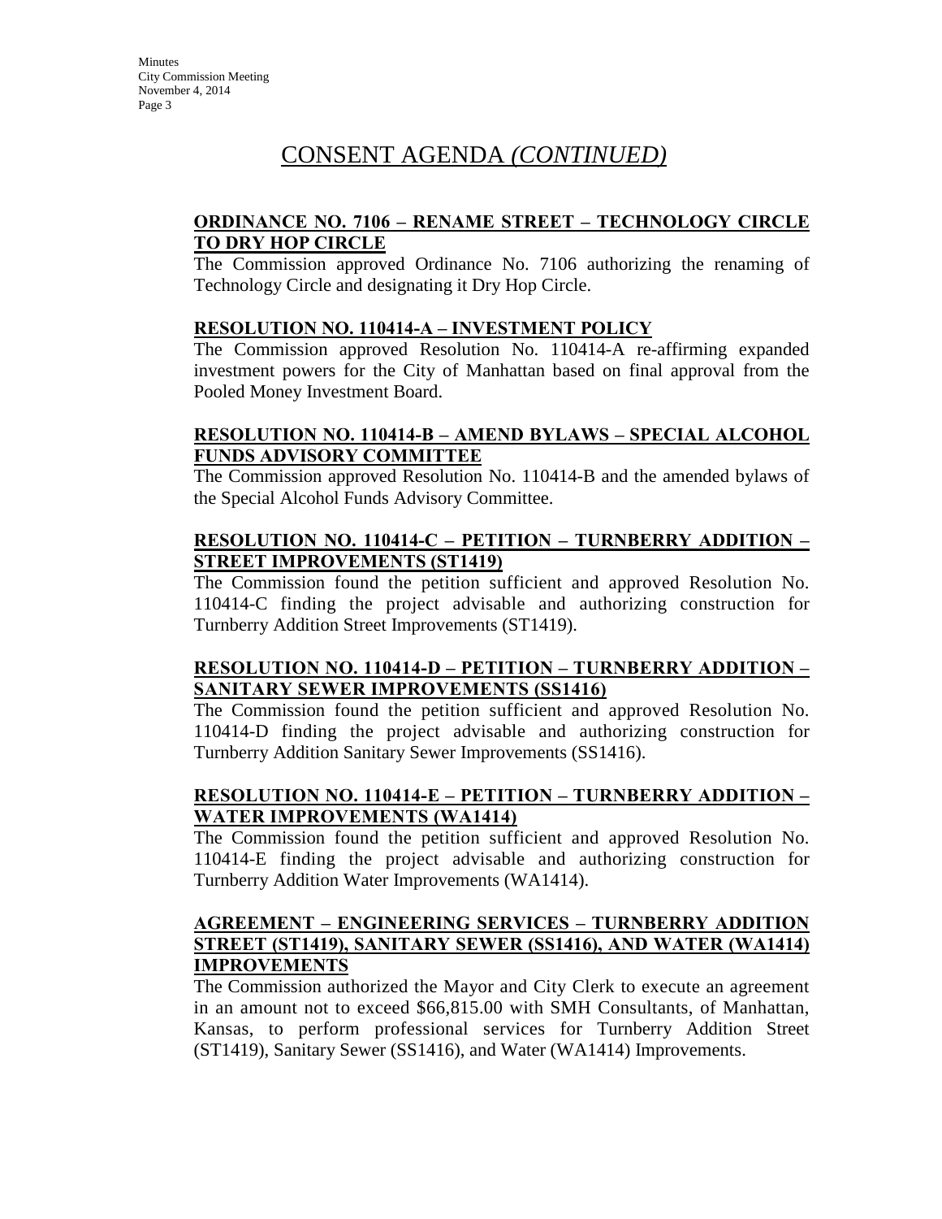# CONSENT AGENDA *(CONTINUED)*

**ORDINANCE NO. 7106 – RENAME STREET – TECHNOLOGY CIRCLE TO DRY HOP CIRCLE**

The Commission approved Ordinance No. 7106 authorizing the renaming of Technology Circle and designating it Dry Hop Circle.

**RESOLUTION NO. 110414-A – INVESTMENT POLICY**

The Commission approved Resolution No. 110414-A re-affirming expanded investment powers for the City of Manhattan based on final approval from the Pooled Money Investment Board.

**RESOLUTION NO. 110414-B – AMEND BYLAWS – SPECIAL ALCOHOL FUNDS ADVISORY COMMITTEE**

The Commission approved Resolution No. 110414-B and the amended bylaws of the Special Alcohol Funds Advisory Committee.

**RESOLUTION NO. 110414-C – PETITION – TURNBERRY ADDITION – STREET IMPROVEMENTS (ST1419)**

The Commission found the petition sufficient and approved Resolution No. 110414-C finding the project advisable and authorizing construction for Turnberry Addition Street Improvements (ST1419).

**RESOLUTION NO. 110414-D – PETITION – TURNBERRY ADDITION – SANITARY SEWER IMPROVEMENTS (SS1416)**

The Commission found the petition sufficient and approved Resolution No. 110414-D finding the project advisable and authorizing construction for Turnberry Addition Sanitary Sewer Improvements (SS1416).

**RESOLUTION NO. 110414-E – PETITION – TURNBERRY ADDITION – WATER IMPROVEMENTS (WA1414)**

The Commission found the petition sufficient and approved Resolution No. 110414-E finding the project advisable and authorizing construction for Turnberry Addition Water Improvements (WA1414).

**AGREEMENT – ENGINEERING SERVICES – TURNBERRY ADDITION STREET (ST1419), SANITARY SEWER (SS1416), AND WATER (WA1414) IMPROVEMENTS**

The Commission authorized the Mayor and City Clerk to execute an agreement in an amount not to exceed $66,815.00 with SMH Consultants, of Manhattan, Kansas, to perform professional services for Turnberry Addition Street (ST1419), Sanitary Sewer (SS1416), and Water (WA1414) Improvements.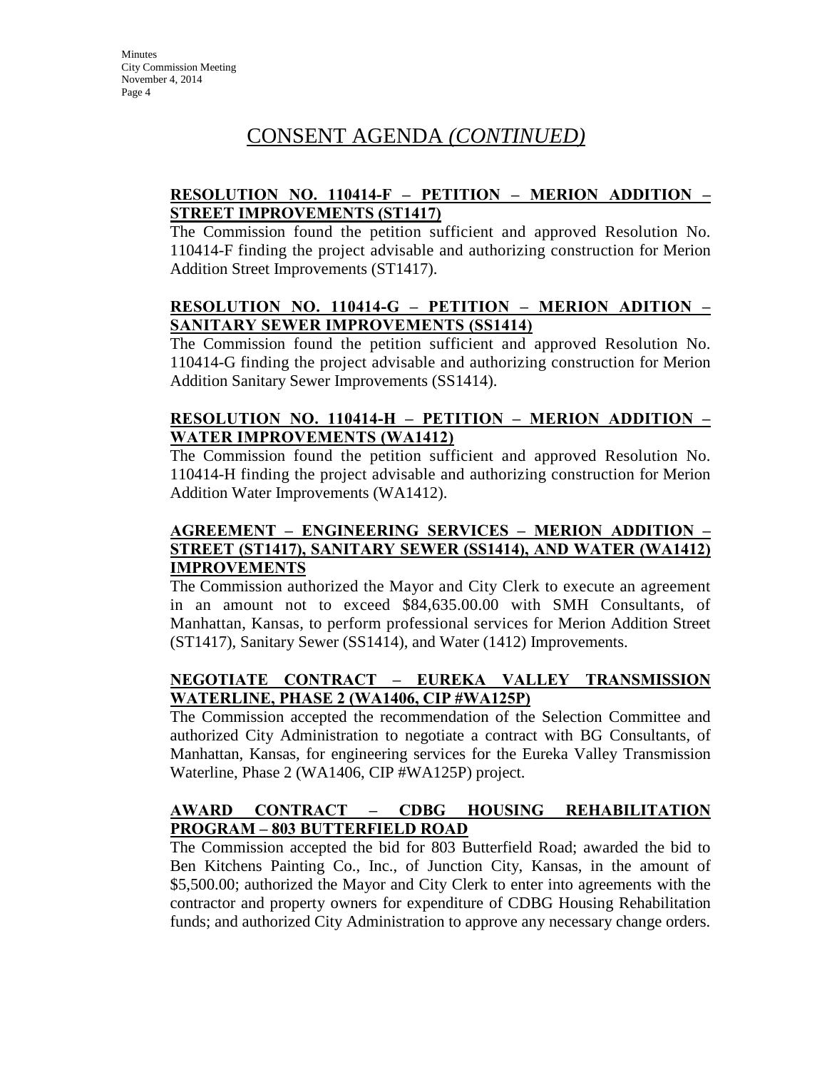# CONSENT AGENDA *(CONTINUED)*

**RESOLUTION NO. 110414-F – PETITION – MERION ADDITION – STREET IMPROVEMENTS (ST1417)**

The Commission found the petition sufficient and approved Resolution No. 110414-F finding the project advisable and authorizing construction for Merion Addition Street Improvements (ST1417).

**RESOLUTION NO. 110414-G – PETITION – MERION ADITION – SANITARY SEWER IMPROVEMENTS (SS1414)**

The Commission found the petition sufficient and approved Resolution No. 110414-G finding the project advisable and authorizing construction for Merion Addition Sanitary Sewer Improvements (SS1414).

**RESOLUTION NO. 110414-H – PETITION – MERION ADDITION – WATER IMPROVEMENTS (WA1412)**

The Commission found the petition sufficient and approved Resolution No. 110414-H finding the project advisable and authorizing construction for Merion Addition Water Improvements (WA1412).

**AGREEMENT – ENGINEERING SERVICES – MERION ADDITION – STREET (ST1417), SANITARY SEWER (SS1414), AND WATER (WA1412) IMPROVEMENTS**

The Commission authorized the Mayor and City Clerk to execute an agreement in an amount not to exceed $84,635.00.00 with SMH Consultants, of Manhattan, Kansas, to perform professional services for Merion Addition Street (ST1417), Sanitary Sewer (SS1414), and Water (1412) Improvements.

**NEGOTIATE CONTRACT – EUREKA VALLEY TRANSMISSION WATERLINE, PHASE 2 (WA1406, CIP #WA125P)**

The Commission accepted the recommendation of the Selection Committee and authorized City Administration to negotiate a contract with BG Consultants, of Manhattan, Kansas, for engineering services for the Eureka Valley Transmission Waterline, Phase 2 (WA1406, CIP #WA125P) project.

**AWARD CONTRACT – CDBG HOUSING REHABILITATION PROGRAM – 803 BUTTERFIELD ROAD**

The Commission accepted the bid for 803 Butterfield Road; awarded the bid to Ben Kitchens Painting Co., Inc., of Junction City, Kansas, in the amount of $5,500.00; authorized the Mayor and City Clerk to enter into agreements with the contractor and property owners for expenditure of CDBG Housing Rehabilitation funds; and authorized City Administration to approve any necessary change orders.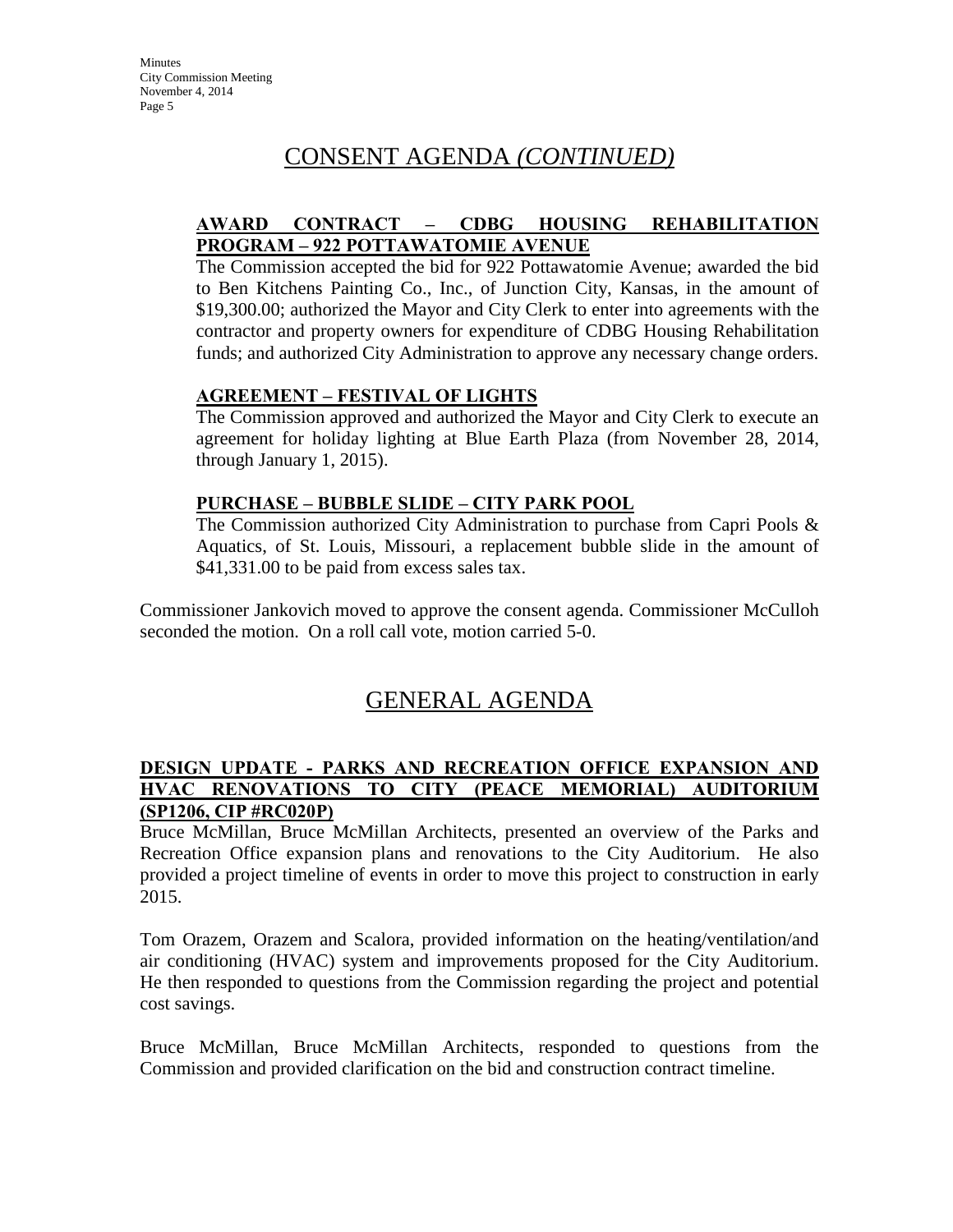# CONSENT AGENDA *(CONTINUED)*

**AWARD CONTRACT – CDBG HOUSING REHABILITATION PROGRAM – 922 POTTAWATOMIE AVENUE**

The Commission accepted the bid for 922 Pottawatomie Avenue; awarded the bid to Ben Kitchens Painting Co., Inc., of Junction City, Kansas, in the amount of $19,300.00; authorized the Mayor and City Clerk to enter into agreements with the contractor and property owners for expenditure of CDBG Housing Rehabilitation funds; and authorized City Administration to approve any necessary change orders.

**AGREEMENT – FESTIVAL OF LIGHTS**

The Commission approved and authorized the Mayor and City Clerk to execute an agreement for holiday lighting at Blue Earth Plaza (from November 28, 2014, through January 1, 2015).

**PURCHASE – BUBBLE SLIDE – CITY PARK POOL**

The Commission authorized City Administration to purchase from Capri Pools & Aquatics, of St. Louis, Missouri, a replacement bubble slide in the amount of $41,331.00 to be paid from excess sales tax.

Commissioner Jankovich moved to approve the consent agenda. Commissioner McCulloh seconded the motion. On a roll call vote, motion carried 5-0.

# GENERAL AGENDA

**DESIGN UPDATE - PARKS AND RECREATION OFFICE EXPANSION AND HVAC RENOVATIONS TO CITY (PEACE MEMORIAL) AUDITORIUM (SP1206, CIP #RC020P)**

Bruce McMillan, Bruce McMillan Architects, presented an overview of the Parks and Recreation Office expansion plans and renovations to the City Auditorium. He also provided a project timeline of events in order to move this project to construction in early 2015.

Tom Orazem, Orazem and Scalora, provided information on the heating/ventilation/and air conditioning (HVAC) system and improvements proposed for the City Auditorium. He then responded to questions from the Commission regarding the project and potential cost savings.

Bruce McMillan, Bruce McMillan Architects, responded to questions from the Commission and provided clarification on the bid and construction contract timeline.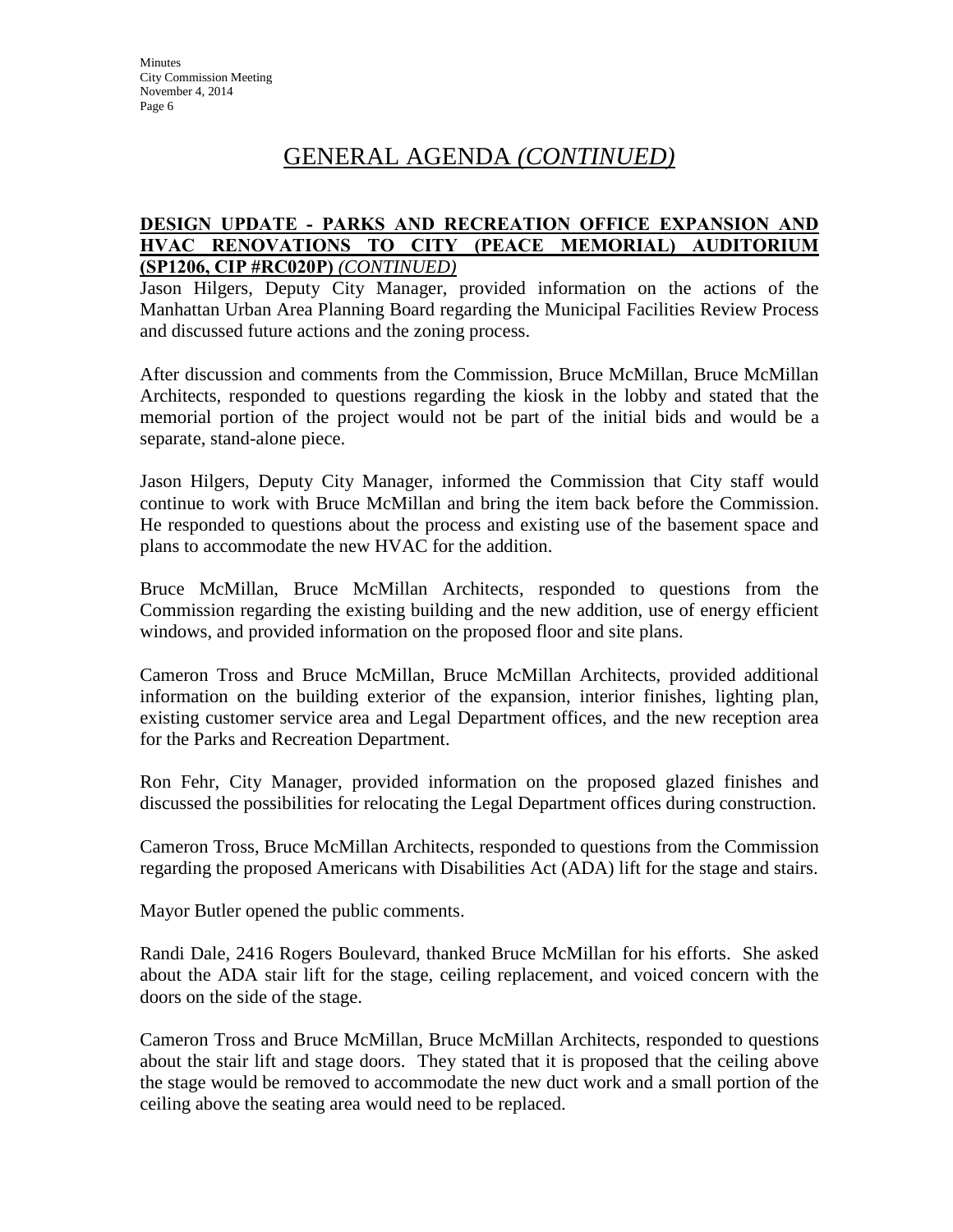# GENERAL AGENDA *(CONTINUED)*

**DESIGN UPDATE - PARKS AND RECREATION OFFICE EXPANSION AND HVAC RENOVATIONS TO CITY (PEACE MEMORIAL) AUDITORIUM (SP1206, CIP #RC020P)** *(CONTINUED)*

Jason Hilgers, Deputy City Manager, provided information on the actions of the Manhattan Urban Area Planning Board regarding the Municipal Facilities Review Process and discussed future actions and the zoning process.

After discussion and comments from the Commission, Bruce McMillan, Bruce McMillan Architects, responded to questions regarding the kiosk in the lobby and stated that the memorial portion of the project would not be part of the initial bids and would be a separate, stand-alone piece.

Jason Hilgers, Deputy City Manager, informed the Commission that City staff would continue to work with Bruce McMillan and bring the item back before the Commission. He responded to questions about the process and existing use of the basement space and plans to accommodate the new HVAC for the addition.

Bruce McMillan, Bruce McMillan Architects, responded to questions from the Commission regarding the existing building and the new addition, use of energy efficient windows, and provided information on the proposed floor and site plans.

Cameron Tross and Bruce McMillan, Bruce McMillan Architects, provided additional information on the building exterior of the expansion, interior finishes, lighting plan, existing customer service area and Legal Department offices, and the new reception area for the Parks and Recreation Department.

Ron Fehr, City Manager, provided information on the proposed glazed finishes and discussed the possibilities for relocating the Legal Department offices during construction.

Cameron Tross, Bruce McMillan Architects, responded to questions from the Commission regarding the proposed Americans with Disabilities Act (ADA) lift for the stage and stairs.

Mayor Butler opened the public comments.

Randi Dale, 2416 Rogers Boulevard, thanked Bruce McMillan for his efforts. She asked about the ADA stair lift for the stage, ceiling replacement, and voiced concern with the doors on the side of the stage.

Cameron Tross and Bruce McMillan, Bruce McMillan Architects, responded to questions about the stair lift and stage doors. They stated that it is proposed that the ceiling above the stage would be removed to accommodate the new duct work and a small portion of the ceiling above the seating area would need to be replaced.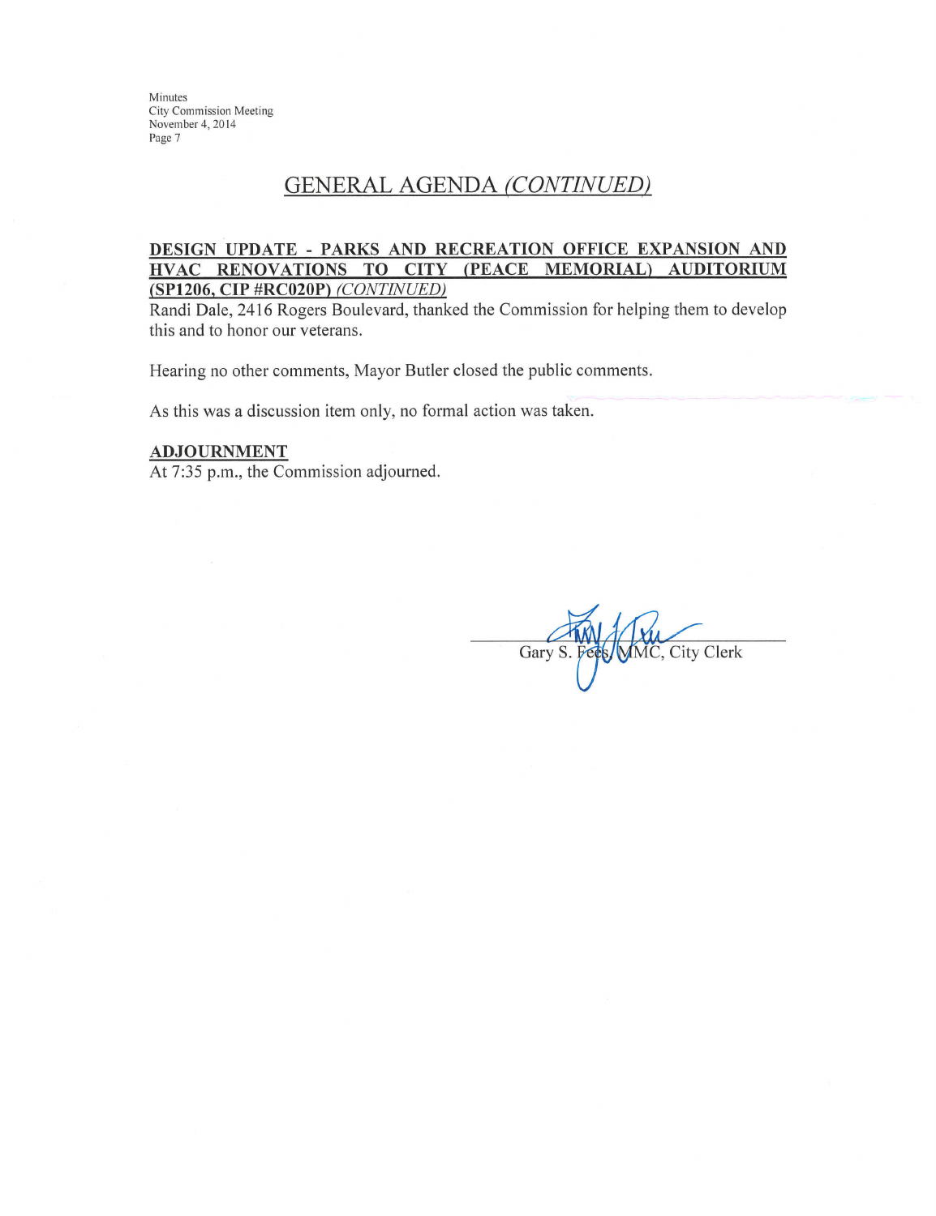## GENERAL AGENDA *(CONTINUED)*

**DESIGN UPDATE - PARKS AND RECREATION OFFICE EXPANSION AND HVAC RENOVATIONS TO CITY (PEACE MEMORIAL) AUDITORIUM (SP1206, CIP #RC020P)** *(CONTINUED)*

Randi Dale, 2416 Rogers Boulevard, thanked the Commission for helping them to develop this and to honor our veterans.

Hearing no other comments, Mayor Butler closed the public comments.

As this was a discussion item only, no formal action was taken.

**ADJOURNMENT**

At 7:35 p.m., the Commission adjourned.

Gary S. Fees, MMC, City Clerk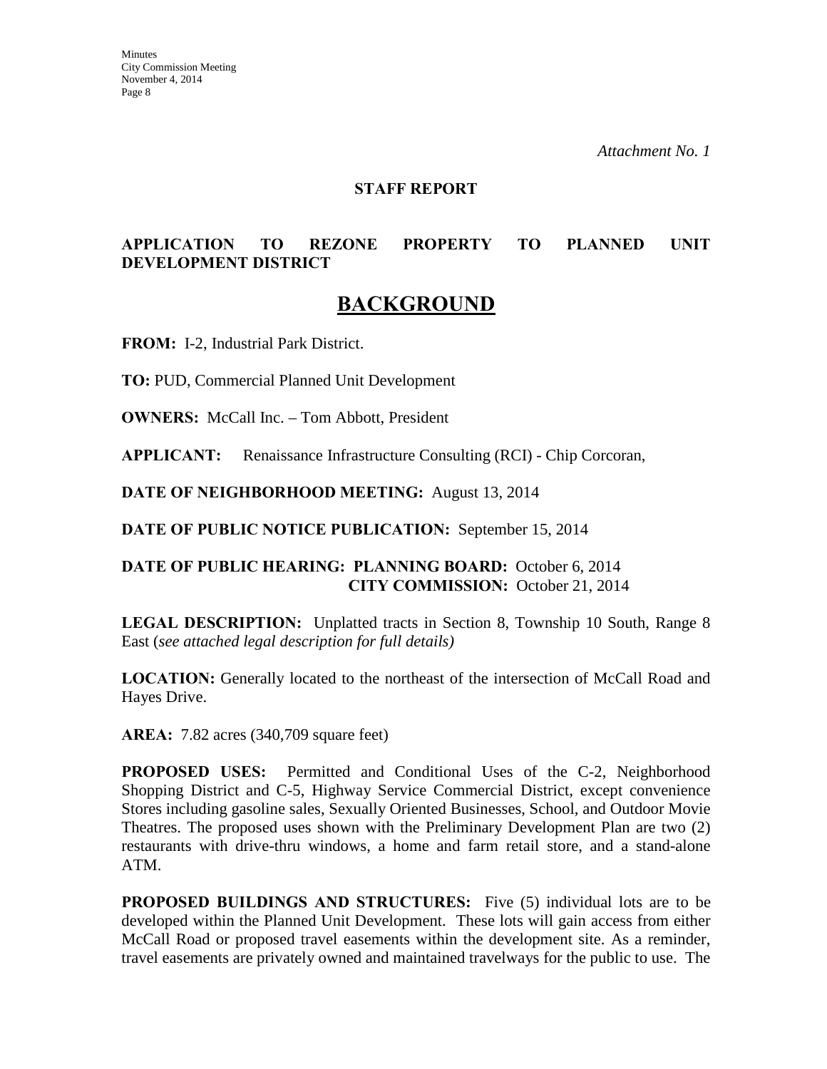*Attachment No. 1*

**STAFF REPORT**

**APPLICATION TO REZONE PROPERTY TO PLANNED UNIT DEVELOPMENT DISTRICT**

# BACKGROUND

**FROM:** I-2, Industrial Park District.

**TO:** PUD, Commercial Planned Unit Development

**OWNERS:** McCall Inc. – Tom Abbott, President

**APPLICANT:** Renaissance Infrastructure Consulting (RCI) - Chip Corcoran,

**DATE OF NEIGHBORHOOD MEETING:** August 13, 2014

**DATE OF PUBLIC NOTICE PUBLICATION:** September 15, 2014

**DATE OF PUBLIC HEARING: PLANNING BOARD:** October 6, 2014
**CITY COMMISSION:** October 21, 2014

**LEGAL DESCRIPTION:** Unplatted tracts in Section 8, Township 10 South, Range 8 East (*see attached legal description for full details)*

**LOCATION:** Generally located to the northeast of the intersection of McCall Road and Hayes Drive.

**AREA:** 7.82 acres (340,709 square feet)

**PROPOSED USES:** Permitted and Conditional Uses of the C-2, Neighborhood Shopping District and C-5, Highway Service Commercial District, except convenience Stores including gasoline sales, Sexually Oriented Businesses, School, and Outdoor Movie Theatres. The proposed uses shown with the Preliminary Development Plan are two (2) restaurants with drive-thru windows, a home and farm retail store, and a stand-alone ATM.

**PROPOSED BUILDINGS AND STRUCTURES:** Five (5) individual lots are to be developed within the Planned Unit Development. These lots will gain access from either McCall Road or proposed travel easements within the development site. As a reminder, travel easements are privately owned and maintained travelways for the public to use. The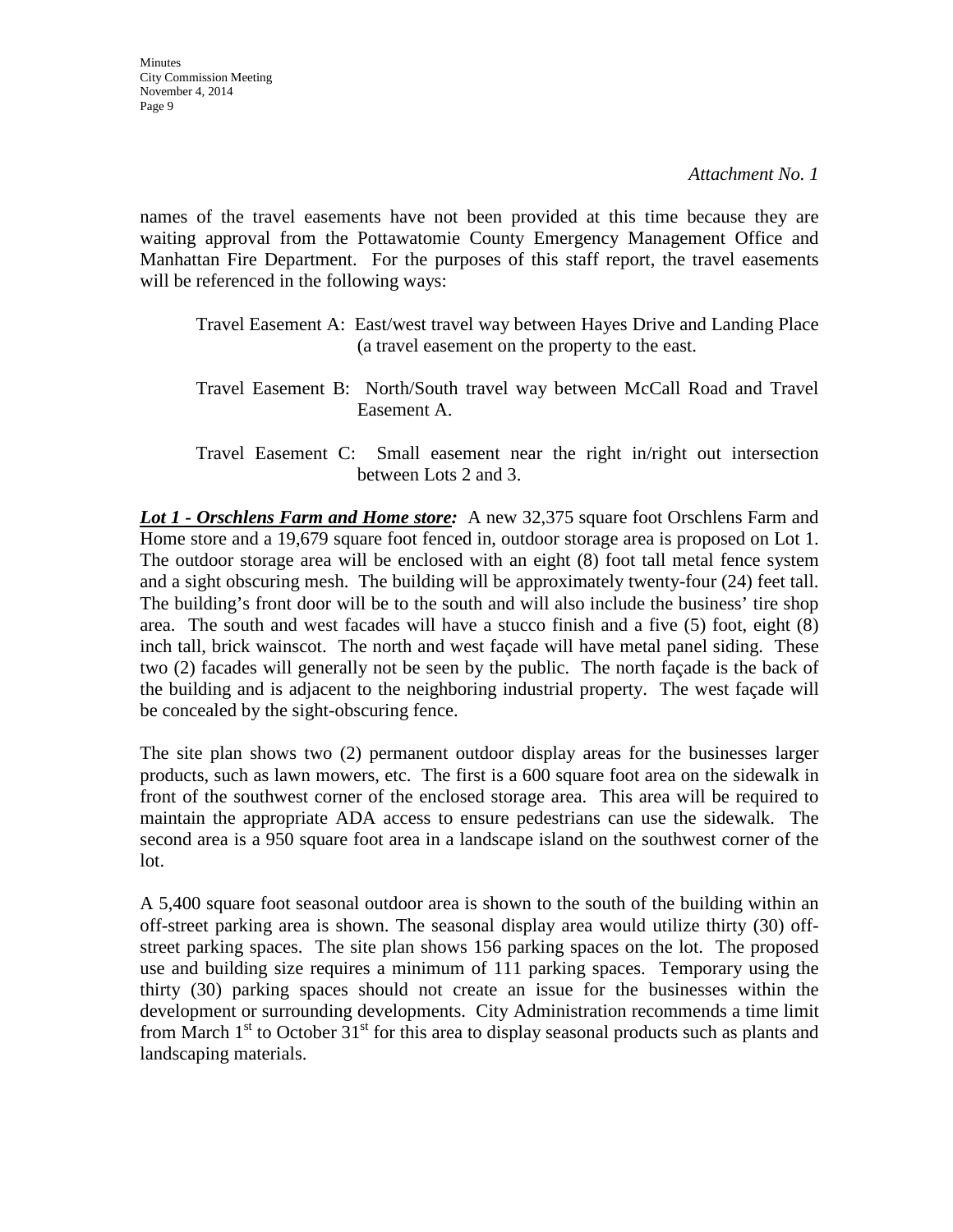*Attachment No. 1*

names of the travel easements have not been provided at this time because they are waiting approval from the Pottawatomie County Emergency Management Office and Manhattan Fire Department. For the purposes of this staff report, the travel easements will be referenced in the following ways:

Travel Easement A: East/west travel way between Hayes Drive and Landing Place (a travel easement on the property to the east.

Travel Easement B: North/South travel way between McCall Road and Travel Easement A.

Travel Easement C: Small easement near the right in/right out intersection between Lots 2 and 3.

***Lot 1 - Orschlens Farm and Home store:*** A new 32,375 square foot Orschlens Farm and Home store and a 19,679 square foot fenced in, outdoor storage area is proposed on Lot 1. The outdoor storage area will be enclosed with an eight (8) foot tall metal fence system and a sight obscuring mesh. The building will be approximately twenty-four (24) feet tall. The building's front door will be to the south and will also include the business' tire shop area. The south and west facades will have a stucco finish and a five (5) foot, eight (8) inch tall, brick wainscot. The north and west façade will have metal panel siding. These two (2) facades will generally not be seen by the public. The north façade is the back of the building and is adjacent to the neighboring industrial property. The west façade will be concealed by the sight-obscuring fence.

The site plan shows two (2) permanent outdoor display areas for the businesses larger products, such as lawn mowers, etc. The first is a 600 square foot area on the sidewalk in front of the southwest corner of the enclosed storage area. This area will be required to maintain the appropriate ADA access to ensure pedestrians can use the sidewalk. The second area is a 950 square foot area in a landscape island on the southwest corner of the lot.

A 5,400 square foot seasonal outdoor area is shown to the south of the building within an off-street parking area is shown. The seasonal display area would utilize thirty (30) off-street parking spaces. The site plan shows 156 parking spaces on the lot. The proposed use and building size requires a minimum of 111 parking spaces. Temporary using the thirty (30) parking spaces should not create an issue for the businesses within the development or surrounding developments. City Administration recommends a time limit from March 1st to October 31st for this area to display seasonal products such as plants and landscaping materials.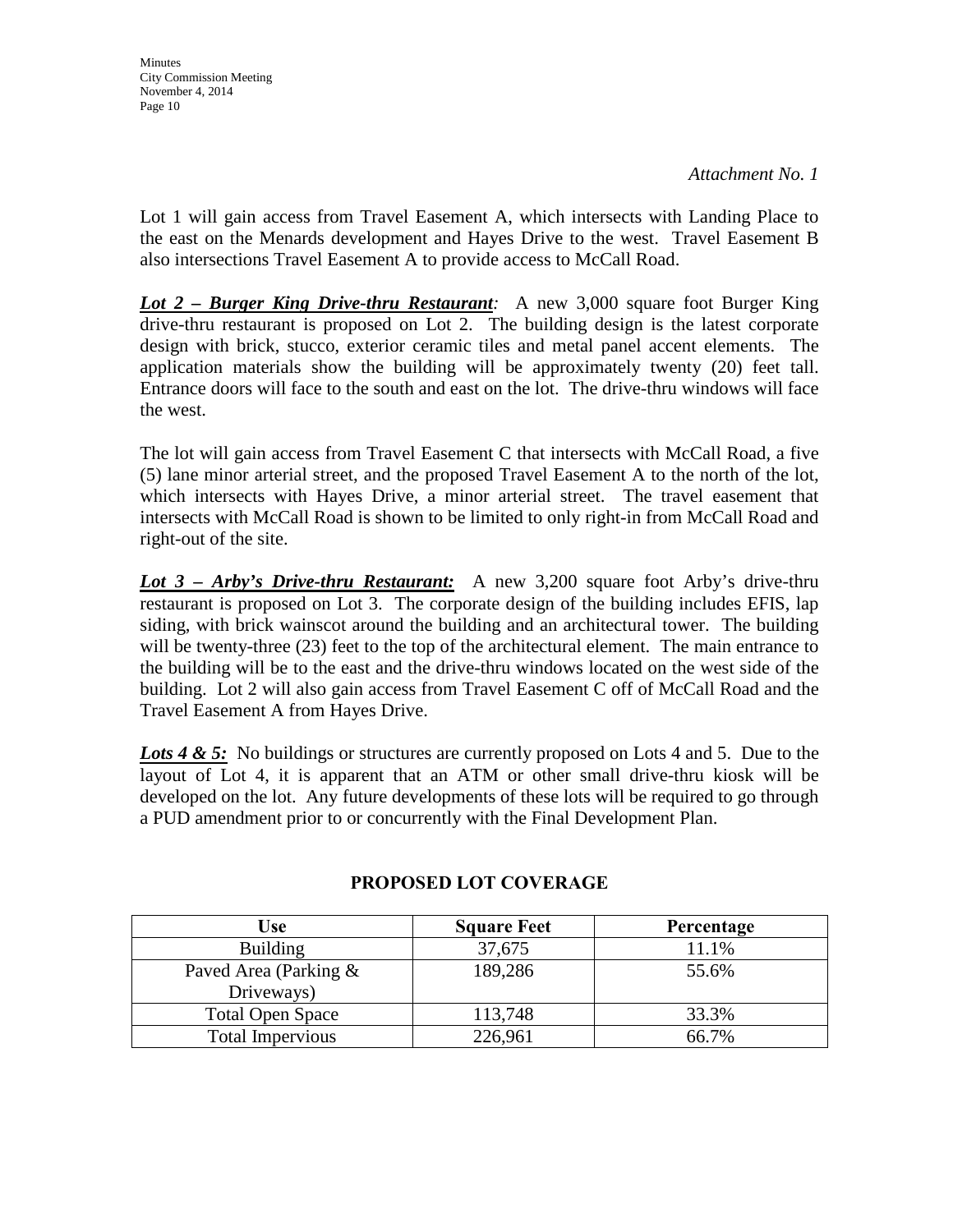*Attachment No. 1*

Lot 1 will gain access from Travel Easement A, which intersects with Landing Place to the east on the Menards development and Hayes Drive to the west. Travel Easement B also intersections Travel Easement A to provide access to McCall Road.

***Lot 2 – Burger King Drive-thru Restaurant****:* A new 3,000 square foot Burger King drive-thru restaurant is proposed on Lot 2. The building design is the latest corporate design with brick, stucco, exterior ceramic tiles and metal panel accent elements. The application materials show the building will be approximately twenty (20) feet tall. Entrance doors will face to the south and east on the lot. The drive-thru windows will face the west.

The lot will gain access from Travel Easement C that intersects with McCall Road, a five (5) lane minor arterial street, and the proposed Travel Easement A to the north of the lot, which intersects with Hayes Drive, a minor arterial street. The travel easement that intersects with McCall Road is shown to be limited to only right-in from McCall Road and right-out of the site.

***Lot 3 – Arby's Drive-thru Restaurant:*** A new 3,200 square foot Arby's drive-thru restaurant is proposed on Lot 3. The corporate design of the building includes EFIS, lap siding, with brick wainscot around the building and an architectural tower. The building will be twenty-three (23) feet to the top of the architectural element. The main entrance to the building will be to the east and the drive-thru windows located on the west side of the building. Lot 2 will also gain access from Travel Easement C off of McCall Road and the Travel Easement A from Hayes Drive.

***Lots 4 & 5:*** No buildings or structures are currently proposed on Lots 4 and 5. Due to the layout of Lot 4, it is apparent that an ATM or other small drive-thru kiosk will be developed on the lot. Any future developments of these lots will be required to go through a PUD amendment prior to or concurrently with the Final Development Plan.

**PROPOSED LOT COVERAGE**

| Use | Square Feet | Percentage |
|---|---|---|
| Building | 37,675 | 11.1% |
| Paved Area (Parking & Driveways) | 189,286 | 55.6% |
| Total Open Space | 113,748 | 33.3% |
| Total Impervious | 226,961 | 66.7% |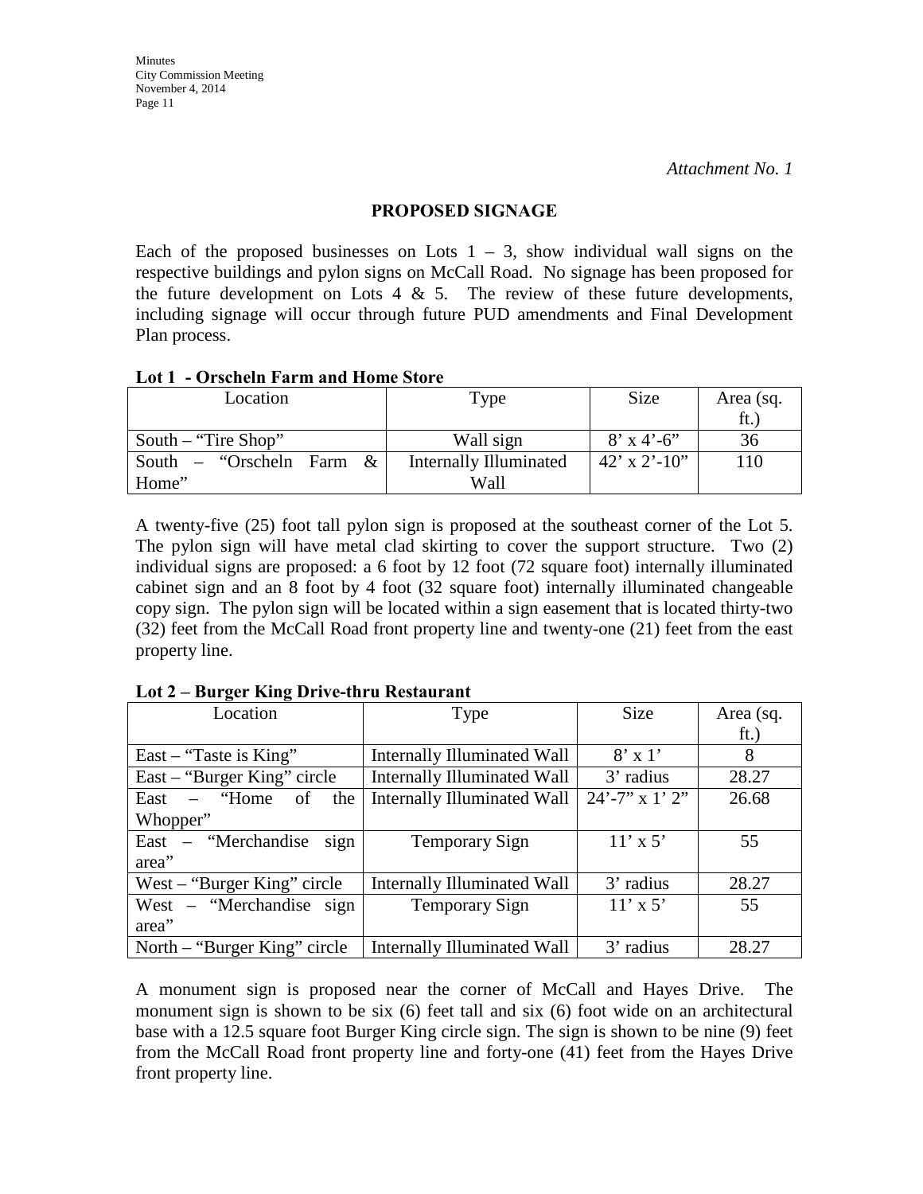*Attachment No. 1*

## PROPOSED SIGNAGE

Each of the proposed businesses on Lots 1 – 3, show individual wall signs on the respective buildings and pylon signs on McCall Road. No signage has been proposed for the future development on Lots 4 & 5. The review of these future developments, including signage will occur through future PUD amendments and Final Development Plan process.

**Lot 1 - Orscheln Farm and Home Store**

| Location | Type | Size | Area (sq. ft.) |
|---|---|---|---|
| South – "Tire Shop" | Wall sign | 8' x 4'-6" | 36 |
| South – "Orscheln Farm & Home" | Internally Illuminated Wall | 42' x 2'-10" | 110 |

A twenty-five (25) foot tall pylon sign is proposed at the southeast corner of the Lot 5. The pylon sign will have metal clad skirting to cover the support structure. Two (2) individual signs are proposed: a 6 foot by 12 foot (72 square foot) internally illuminated cabinet sign and an 8 foot by 4 foot (32 square foot) internally illuminated changeable copy sign. The pylon sign will be located within a sign easement that is located thirty-two (32) feet from the McCall Road front property line and twenty-one (21) feet from the east property line.

**Lot 2 – Burger King Drive-thru Restaurant**

| Location | Type | Size | Area (sq. ft.) |
|---|---|---|---|
| East – "Taste is King" | Internally Illuminated Wall | 8' x 1' | 8 |
| East – "Burger King" circle | Internally Illuminated Wall | 3' radius | 28.27 |
| East – "Home of the Whopper" | Internally Illuminated Wall | 24'-7" x 1' 2" | 26.68 |
| East – "Merchandise sign area" | Temporary Sign | 11' x 5' | 55 |
| West – "Burger King" circle | Internally Illuminated Wall | 3' radius | 28.27 |
| West – "Merchandise sign area" | Temporary Sign | 11' x 5' | 55 |
| North – "Burger King" circle | Internally Illuminated Wall | 3' radius | 28.27 |

A monument sign is proposed near the corner of McCall and Hayes Drive. The monument sign is shown to be six (6) feet tall and six (6) foot wide on an architectural base with a 12.5 square foot Burger King circle sign. The sign is shown to be nine (9) feet from the McCall Road front property line and forty-one (41) feet from the Hayes Drive front property line.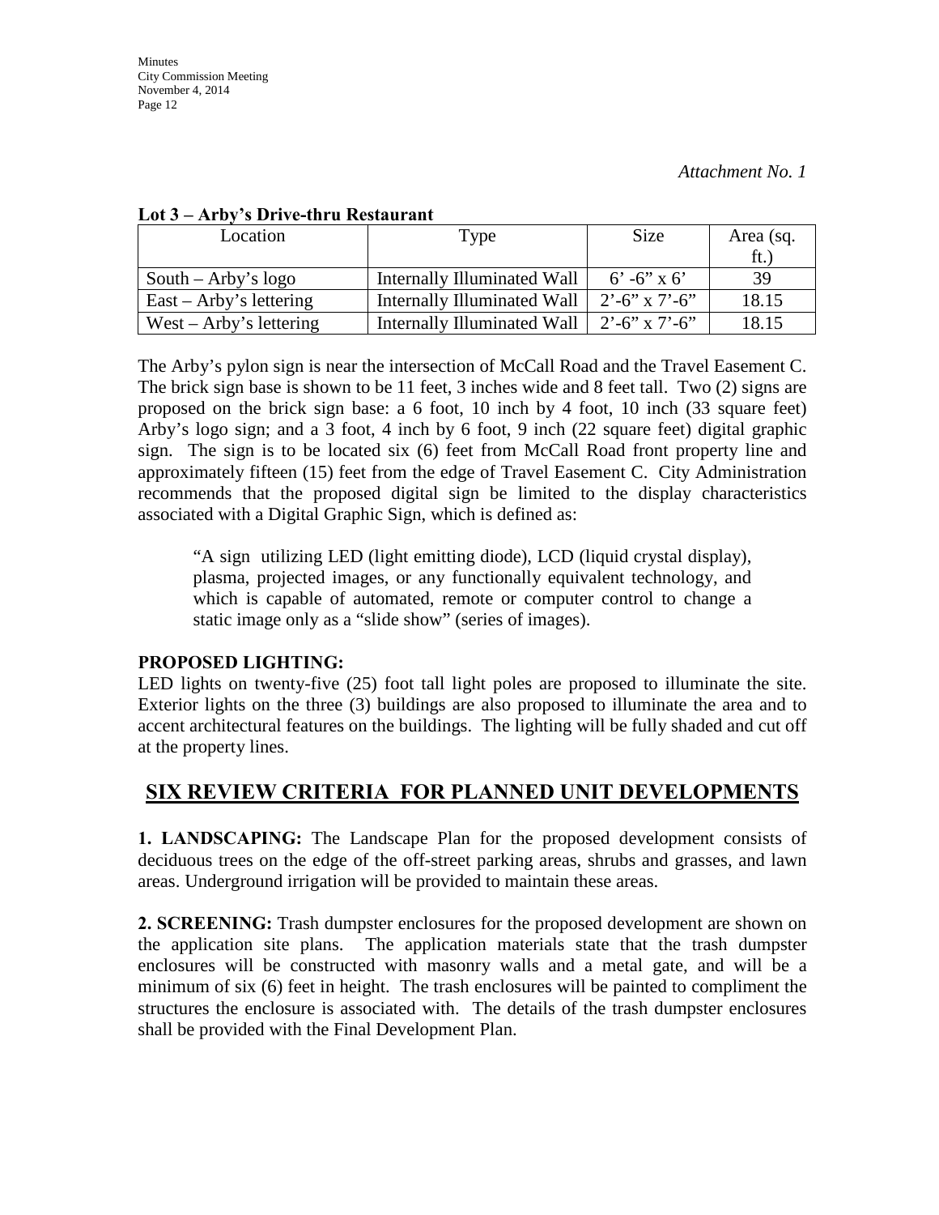*Attachment No. 1*

**Lot 3 – Arby's Drive-thru Restaurant**

| Location | Type | Size | Area (sq. ft.) |
|---|---|---|---|
| South – Arby's logo | Internally Illuminated Wall | 6' -6" x 6' | 39 |
| East – Arby's lettering | Internally Illuminated Wall | 2'-6" x 7'-6" | 18.15 |
| West – Arby's lettering | Internally Illuminated Wall | 2'-6" x 7'-6" | 18.15 |

The Arby's pylon sign is near the intersection of McCall Road and the Travel Easement C. The brick sign base is shown to be 11 feet, 3 inches wide and 8 feet tall. Two (2) signs are proposed on the brick sign base: a 6 foot, 10 inch by 4 foot, 10 inch (33 square feet) Arby's logo sign; and a 3 foot, 4 inch by 6 foot, 9 inch (22 square feet) digital graphic sign. The sign is to be located six (6) feet from McCall Road front property line and approximately fifteen (15) feet from the edge of Travel Easement C. City Administration recommends that the proposed digital sign be limited to the display characteristics associated with a Digital Graphic Sign, which is defined as:

> "A sign utilizing LED (light emitting diode), LCD (liquid crystal display), plasma, projected images, or any functionally equivalent technology, and which is capable of automated, remote or computer control to change a static image only as a "slide show" (series of images).

**PROPOSED LIGHTING:**
LED lights on twenty-five (25) foot tall light poles are proposed to illuminate the site. Exterior lights on the three (3) buildings are also proposed to illuminate the area and to accent architectural features on the buildings. The lighting will be fully shaded and cut off at the property lines.

## SIX REVIEW CRITERIA FOR PLANNED UNIT DEVELOPMENTS

**1. LANDSCAPING:** The Landscape Plan for the proposed development consists of deciduous trees on the edge of the off-street parking areas, shrubs and grasses, and lawn areas. Underground irrigation will be provided to maintain these areas.

**2. SCREENING:** Trash dumpster enclosures for the proposed development are shown on the application site plans. The application materials state that the trash dumpster enclosures will be constructed with masonry walls and a metal gate, and will be a minimum of six (6) feet in height. The trash enclosures will be painted to compliment the structures the enclosure is associated with. The details of the trash dumpster enclosures shall be provided with the Final Development Plan.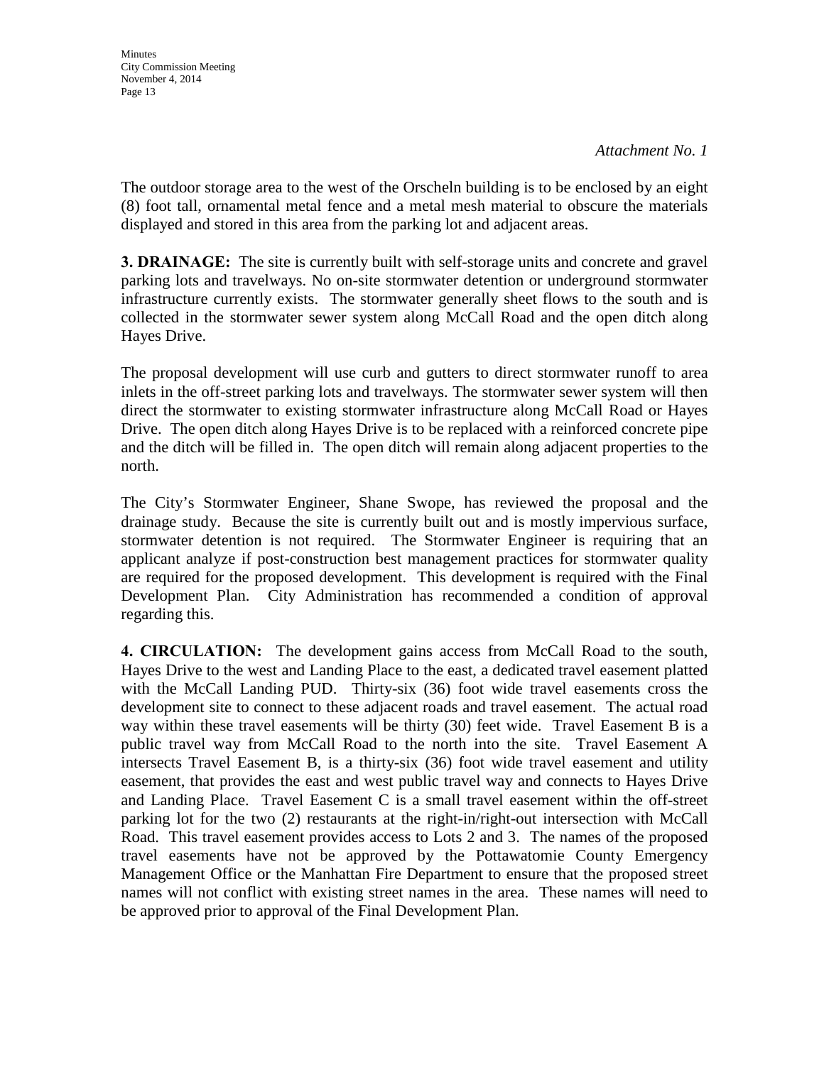*Attachment No. 1*

The outdoor storage area to the west of the Orscheln building is to be enclosed by an eight (8) foot tall, ornamental metal fence and a metal mesh material to obscure the materials displayed and stored in this area from the parking lot and adjacent areas.

**3. DRAINAGE:** The site is currently built with self-storage units and concrete and gravel parking lots and travelways. No on-site stormwater detention or underground stormwater infrastructure currently exists. The stormwater generally sheet flows to the south and is collected in the stormwater sewer system along McCall Road and the open ditch along Hayes Drive.

The proposal development will use curb and gutters to direct stormwater runoff to area inlets in the off-street parking lots and travelways. The stormwater sewer system will then direct the stormwater to existing stormwater infrastructure along McCall Road or Hayes Drive. The open ditch along Hayes Drive is to be replaced with a reinforced concrete pipe and the ditch will be filled in. The open ditch will remain along adjacent properties to the north.

The City's Stormwater Engineer, Shane Swope, has reviewed the proposal and the drainage study. Because the site is currently built out and is mostly impervious surface, stormwater detention is not required. The Stormwater Engineer is requiring that an applicant analyze if post-construction best management practices for stormwater quality are required for the proposed development. This development is required with the Final Development Plan. City Administration has recommended a condition of approval regarding this.

**4. CIRCULATION:** The development gains access from McCall Road to the south, Hayes Drive to the west and Landing Place to the east, a dedicated travel easement platted with the McCall Landing PUD. Thirty-six (36) foot wide travel easements cross the development site to connect to these adjacent roads and travel easement. The actual road way within these travel easements will be thirty (30) feet wide. Travel Easement B is a public travel way from McCall Road to the north into the site. Travel Easement A intersects Travel Easement B, is a thirty-six (36) foot wide travel easement and utility easement, that provides the east and west public travel way and connects to Hayes Drive and Landing Place. Travel Easement C is a small travel easement within the off-street parking lot for the two (2) restaurants at the right-in/right-out intersection with McCall Road. This travel easement provides access to Lots 2 and 3. The names of the proposed travel easements have not be approved by the Pottawatomie County Emergency Management Office or the Manhattan Fire Department to ensure that the proposed street names will not conflict with existing street names in the area. These names will need to be approved prior to approval of the Final Development Plan.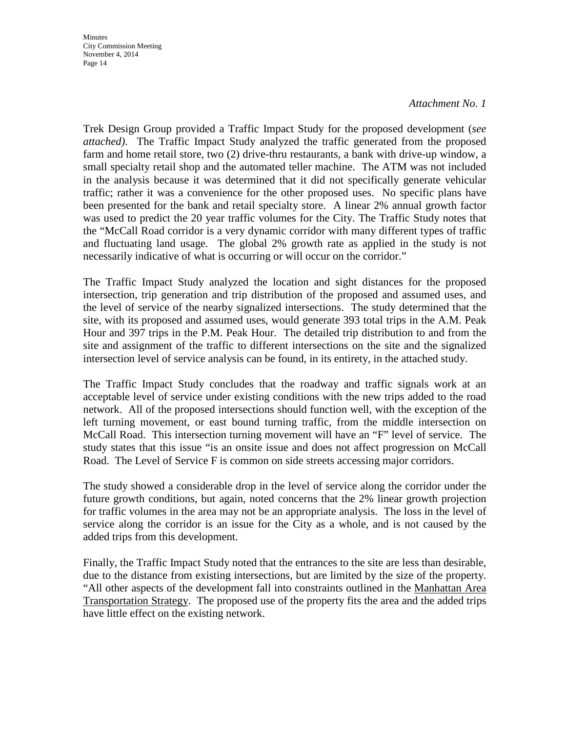*Attachment No. 1*

Trek Design Group provided a Traffic Impact Study for the proposed development (*see attached)*. The Traffic Impact Study analyzed the traffic generated from the proposed farm and home retail store, two (2) drive-thru restaurants, a bank with drive-up window, a small specialty retail shop and the automated teller machine. The ATM was not included in the analysis because it was determined that it did not specifically generate vehicular traffic; rather it was a convenience for the other proposed uses. No specific plans have been presented for the bank and retail specialty store. A linear 2% annual growth factor was used to predict the 20 year traffic volumes for the City. The Traffic Study notes that the "McCall Road corridor is a very dynamic corridor with many different types of traffic and fluctuating land usage. The global 2% growth rate as applied in the study is not necessarily indicative of what is occurring or will occur on the corridor."

The Traffic Impact Study analyzed the location and sight distances for the proposed intersection, trip generation and trip distribution of the proposed and assumed uses, and the level of service of the nearby signalized intersections. The study determined that the site, with its proposed and assumed uses, would generate 393 total trips in the A.M. Peak Hour and 397 trips in the P.M. Peak Hour. The detailed trip distribution to and from the site and assignment of the traffic to different intersections on the site and the signalized intersection level of service analysis can be found, in its entirety, in the attached study.

The Traffic Impact Study concludes that the roadway and traffic signals work at an acceptable level of service under existing conditions with the new trips added to the road network. All of the proposed intersections should function well, with the exception of the left turning movement, or east bound turning traffic, from the middle intersection on McCall Road. This intersection turning movement will have an "F" level of service. The study states that this issue "is an onsite issue and does not affect progression on McCall Road. The Level of Service F is common on side streets accessing major corridors.

The study showed a considerable drop in the level of service along the corridor under the future growth conditions, but again, noted concerns that the 2% linear growth projection for traffic volumes in the area may not be an appropriate analysis. The loss in the level of service along the corridor is an issue for the City as a whole, and is not caused by the added trips from this development.

Finally, the Traffic Impact Study noted that the entrances to the site are less than desirable, due to the distance from existing intersections, but are limited by the size of the property. "All other aspects of the development fall into constraints outlined in the <u>Manhattan Area Transportation Strategy</u>. The proposed use of the property fits the area and the added trips have little effect on the existing network.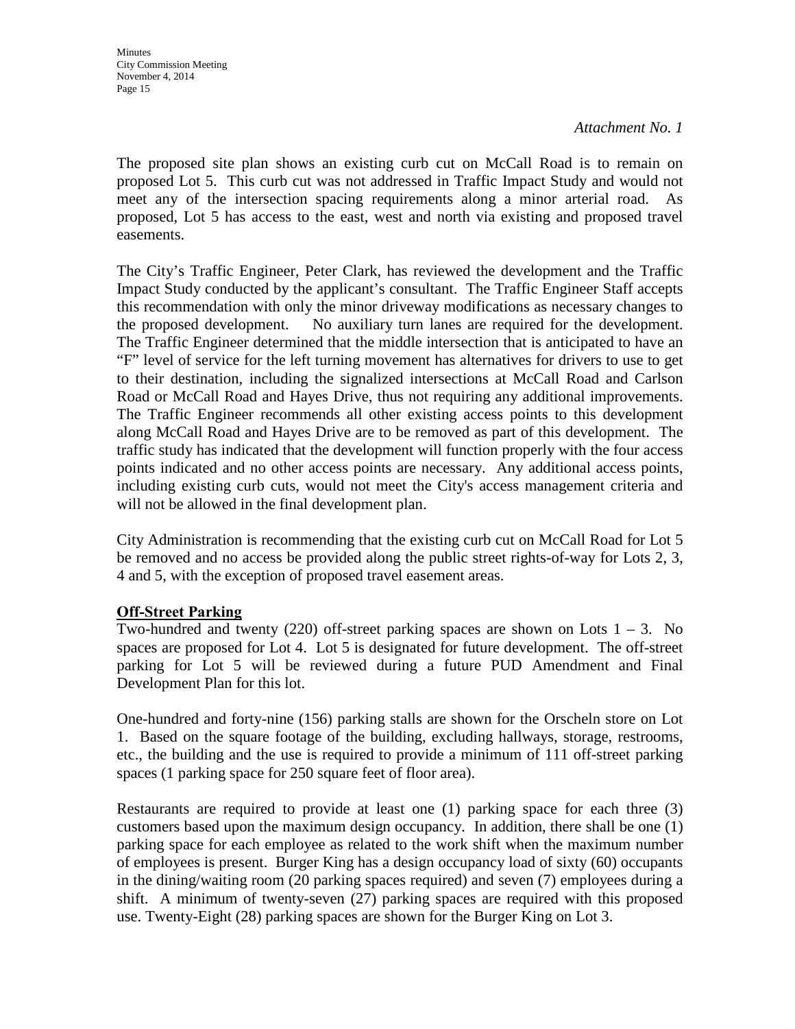*Attachment No. 1*

The proposed site plan shows an existing curb cut on McCall Road is to remain on proposed Lot 5. This curb cut was not addressed in Traffic Impact Study and would not meet any of the intersection spacing requirements along a minor arterial road. As proposed, Lot 5 has access to the east, west and north via existing and proposed travel easements.

The City's Traffic Engineer, Peter Clark, has reviewed the development and the Traffic Impact Study conducted by the applicant's consultant. The Traffic Engineer Staff accepts this recommendation with only the minor driveway modifications as necessary changes to the proposed development. No auxiliary turn lanes are required for the development. The Traffic Engineer determined that the middle intersection that is anticipated to have an "F" level of service for the left turning movement has alternatives for drivers to use to get to their destination, including the signalized intersections at McCall Road and Carlson Road or McCall Road and Hayes Drive, thus not requiring any additional improvements. The Traffic Engineer recommends all other existing access points to this development along McCall Road and Hayes Drive are to be removed as part of this development. The traffic study has indicated that the development will function properly with the four access points indicated and no other access points are necessary. Any additional access points, including existing curb cuts, would not meet the City's access management criteria and will not be allowed in the final development plan.

City Administration is recommending that the existing curb cut on McCall Road for Lot 5 be removed and no access be provided along the public street rights-of-way for Lots 2, 3, 4 and 5, with the exception of proposed travel easement areas.

**Off-Street Parking**

Two-hundred and twenty (220) off-street parking spaces are shown on Lots 1 – 3. No spaces are proposed for Lot 4. Lot 5 is designated for future development. The off-street parking for Lot 5 will be reviewed during a future PUD Amendment and Final Development Plan for this lot.

One-hundred and forty-nine (156) parking stalls are shown for the Orscheln store on Lot 1. Based on the square footage of the building, excluding hallways, storage, restrooms, etc., the building and the use is required to provide a minimum of 111 off-street parking spaces (1 parking space for 250 square feet of floor area).

Restaurants are required to provide at least one (1) parking space for each three (3) customers based upon the maximum design occupancy. In addition, there shall be one (1) parking space for each employee as related to the work shift when the maximum number of employees is present. Burger King has a design occupancy load of sixty (60) occupants in the dining/waiting room (20 parking spaces required) and seven (7) employees during a shift. A minimum of twenty-seven (27) parking spaces are required with this proposed use. Twenty-Eight (28) parking spaces are shown for the Burger King on Lot 3.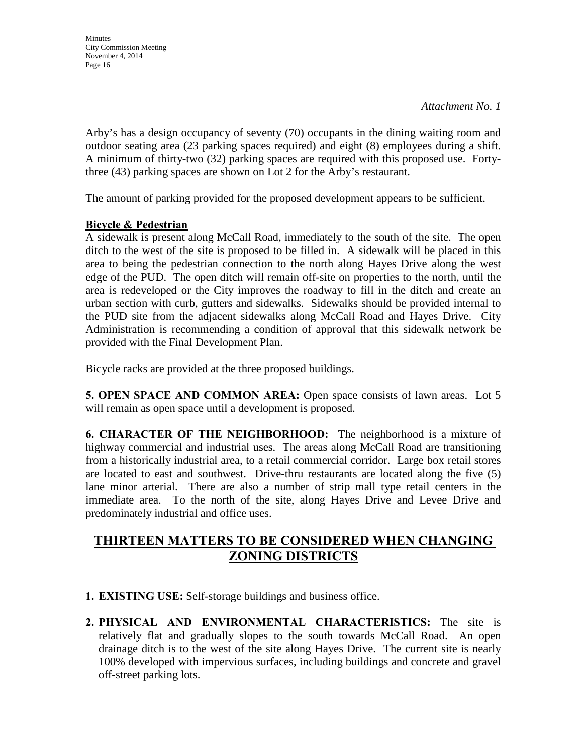*Attachment No. 1*

Arby's has a design occupancy of seventy (70) occupants in the dining waiting room and outdoor seating area (23 parking spaces required) and eight (8) employees during a shift. A minimum of thirty-two (32) parking spaces are required with this proposed use. Forty-three (43) parking spaces are shown on Lot 2 for the Arby's restaurant.

The amount of parking provided for the proposed development appears to be sufficient.

**Bicycle & Pedestrian**

A sidewalk is present along McCall Road, immediately to the south of the site. The open ditch to the west of the site is proposed to be filled in. A sidewalk will be placed in this area to being the pedestrian connection to the north along Hayes Drive along the west edge of the PUD. The open ditch will remain off-site on properties to the north, until the area is redeveloped or the City improves the roadway to fill in the ditch and create an urban section with curb, gutters and sidewalks. Sidewalks should be provided internal to the PUD site from the adjacent sidewalks along McCall Road and Hayes Drive. City Administration is recommending a condition of approval that this sidewalk network be provided with the Final Development Plan.

Bicycle racks are provided at the three proposed buildings.

**5. OPEN SPACE AND COMMON AREA:** Open space consists of lawn areas. Lot 5 will remain as open space until a development is proposed.

**6. CHARACTER OF THE NEIGHBORHOOD:** The neighborhood is a mixture of highway commercial and industrial uses. The areas along McCall Road are transitioning from a historically industrial area, to a retail commercial corridor. Large box retail stores are located to east and southwest. Drive-thru restaurants are located along the five (5) lane minor arterial. There are also a number of strip mall type retail centers in the immediate area. To the north of the site, along Hayes Drive and Levee Drive and predominately industrial and office uses.

## THIRTEEN MATTERS TO BE CONSIDERED WHEN CHANGING ZONING DISTRICTS

1. **EXISTING USE:** Self-storage buildings and business office.

2. **PHYSICAL AND ENVIRONMENTAL CHARACTERISTICS:** The site is relatively flat and gradually slopes to the south towards McCall Road. An open drainage ditch is to the west of the site along Hayes Drive. The current site is nearly 100% developed with impervious surfaces, including buildings and concrete and gravel off-street parking lots.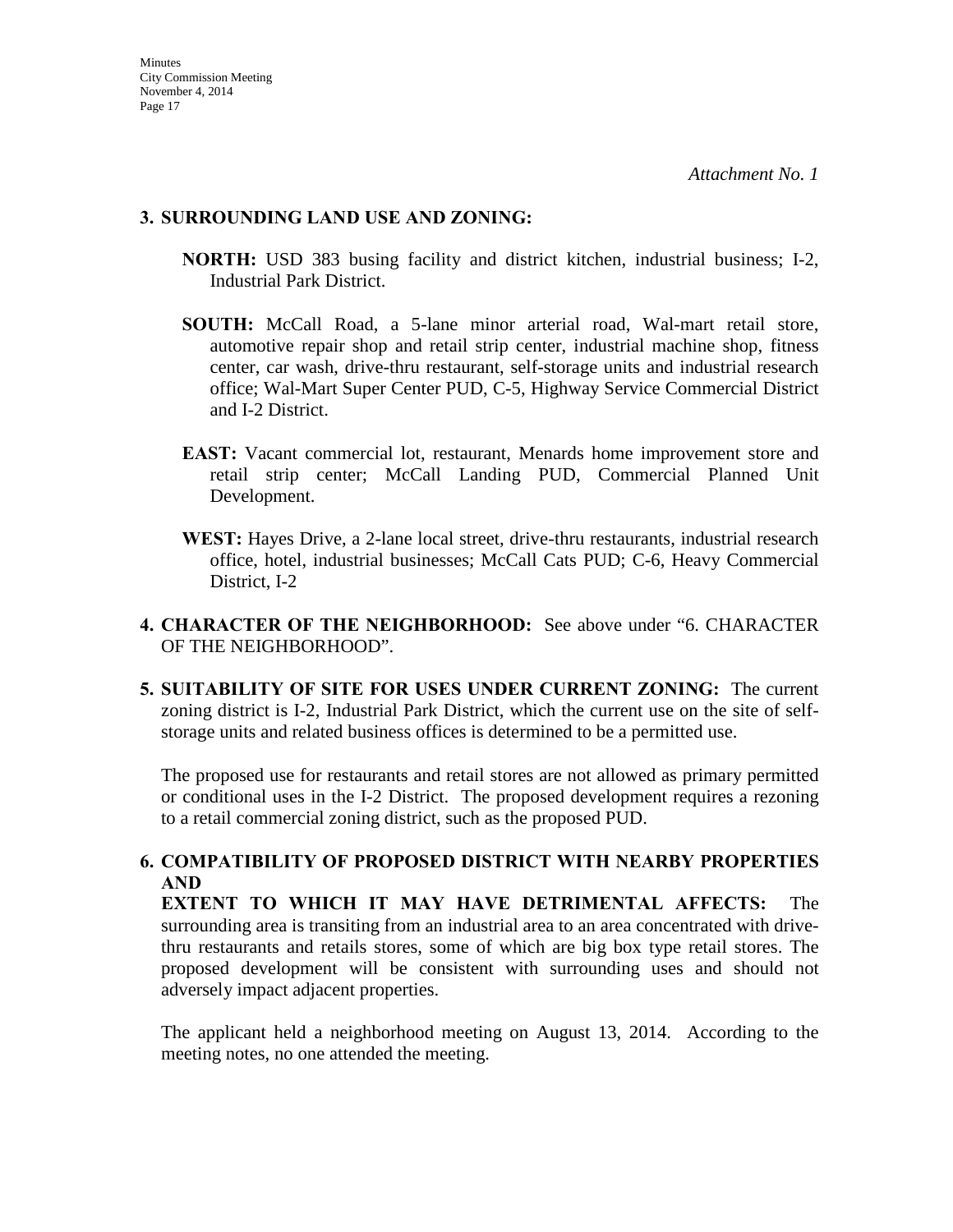*Attachment No. 1*

**3. SURROUNDING LAND USE AND ZONING:**

**NORTH:** USD 383 busing facility and district kitchen, industrial business; I-2, Industrial Park District.

**SOUTH:** McCall Road, a 5-lane minor arterial road, Wal-mart retail store, automotive repair shop and retail strip center, industrial machine shop, fitness center, car wash, drive-thru restaurant, self-storage units and industrial research office; Wal-Mart Super Center PUD, C-5, Highway Service Commercial District and I-2 District.

**EAST:** Vacant commercial lot, restaurant, Menards home improvement store and retail strip center; McCall Landing PUD, Commercial Planned Unit Development.

**WEST:** Hayes Drive, a 2-lane local street, drive-thru restaurants, industrial research office, hotel, industrial businesses; McCall Cats PUD; C-6, Heavy Commercial District, I-2

**4. CHARACTER OF THE NEIGHBORHOOD:** See above under "6. CHARACTER OF THE NEIGHBORHOOD".

**5. SUITABILITY OF SITE FOR USES UNDER CURRENT ZONING:** The current zoning district is I-2, Industrial Park District, which the current use on the site of self-storage units and related business offices is determined to be a permitted use.

The proposed use for restaurants and retail stores are not allowed as primary permitted or conditional uses in the I-2 District. The proposed development requires a rezoning to a retail commercial zoning district, such as the proposed PUD.

**6. COMPATIBILITY OF PROPOSED DISTRICT WITH NEARBY PROPERTIES AND EXTENT TO WHICH IT MAY HAVE DETRIMENTAL AFFECTS:** The surrounding area is transiting from an industrial area to an area concentrated with drive-thru restaurants and retails stores, some of which are big box type retail stores. The proposed development will be consistent with surrounding uses and should not adversely impact adjacent properties.

The applicant held a neighborhood meeting on August 13, 2014. According to the meeting notes, no one attended the meeting.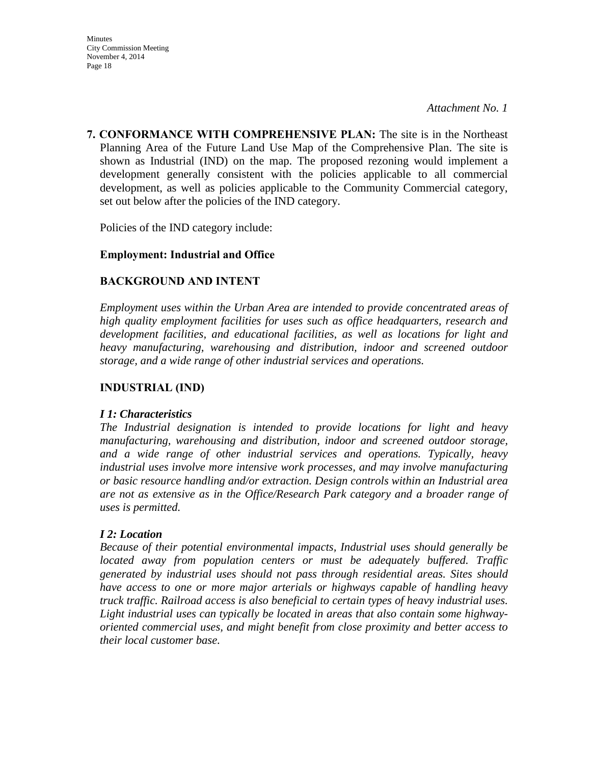*Attachment No. 1*

**7. CONFORMANCE WITH COMPREHENSIVE PLAN:** The site is in the Northeast Planning Area of the Future Land Use Map of the Comprehensive Plan. The site is shown as Industrial (IND) on the map. The proposed rezoning would implement a development generally consistent with the policies applicable to all commercial development, as well as policies applicable to the Community Commercial category, set out below after the policies of the IND category.

Policies of the IND category include:

**Employment: Industrial and Office**

**BACKGROUND AND INTENT**

*Employment uses within the Urban Area are intended to provide concentrated areas of high quality employment facilities for uses such as office headquarters, research and development facilities, and educational facilities, as well as locations for light and heavy manufacturing, warehousing and distribution, indoor and screened outdoor storage, and a wide range of other industrial services and operations.*

**INDUSTRIAL (IND)**

***I 1: Characteristics***
*The Industrial designation is intended to provide locations for light and heavy manufacturing, warehousing and distribution, indoor and screened outdoor storage, and a wide range of other industrial services and operations. Typically, heavy industrial uses involve more intensive work processes, and may involve manufacturing or basic resource handling and/or extraction. Design controls within an Industrial area are not as extensive as in the Office/Research Park category and a broader range of uses is permitted.*

***I 2: Location***
*Because of their potential environmental impacts, Industrial uses should generally be located away from population centers or must be adequately buffered. Traffic generated by industrial uses should not pass through residential areas. Sites should have access to one or more major arterials or highways capable of handling heavy truck traffic. Railroad access is also beneficial to certain types of heavy industrial uses. Light industrial uses can typically be located in areas that also contain some highway-oriented commercial uses, and might benefit from close proximity and better access to their local customer base.*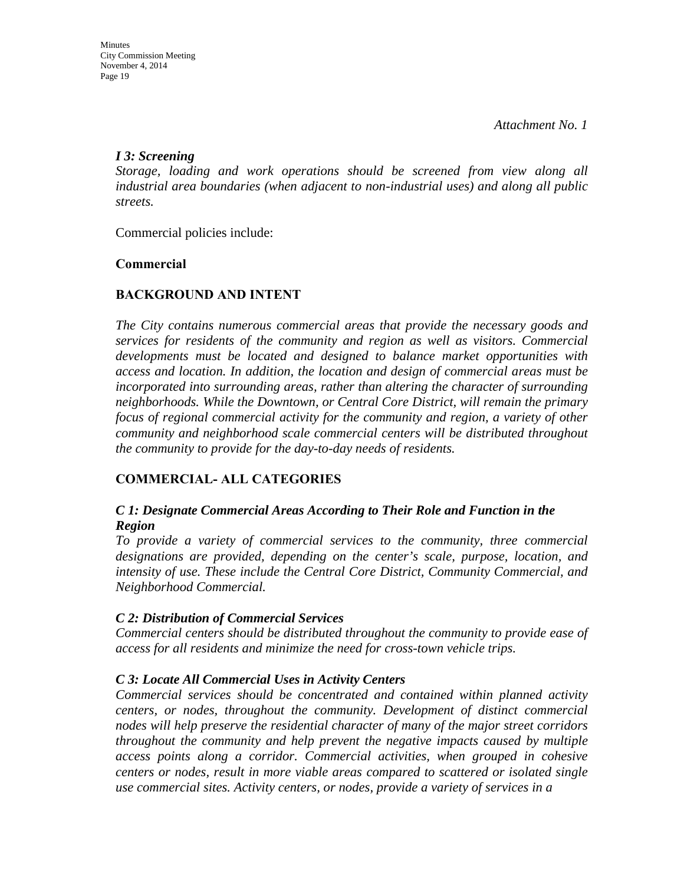*Attachment No. 1*

***I 3: Screening***
*Storage, loading and work operations should be screened from view along all industrial area boundaries (when adjacent to non-industrial uses) and along all public streets.*

Commercial policies include:

**Commercial**

**BACKGROUND AND INTENT**

*The City contains numerous commercial areas that provide the necessary goods and services for residents of the community and region as well as visitors. Commercial developments must be located and designed to balance market opportunities with access and location. In addition, the location and design of commercial areas must be incorporated into surrounding areas, rather than altering the character of surrounding neighborhoods. While the Downtown, or Central Core District, will remain the primary focus of regional commercial activity for the community and region, a variety of other community and neighborhood scale commercial centers will be distributed throughout the community to provide for the day-to-day needs of residents.*

**COMMERCIAL- ALL CATEGORIES**

***C 1: Designate Commercial Areas According to Their Role and Function in the Region***
*To provide a variety of commercial services to the community, three commercial designations are provided, depending on the center's scale, purpose, location, and intensity of use. These include the Central Core District, Community Commercial, and Neighborhood Commercial.*

***C 2: Distribution of Commercial Services***
*Commercial centers should be distributed throughout the community to provide ease of access for all residents and minimize the need for cross-town vehicle trips.*

***C 3: Locate All Commercial Uses in Activity Centers***
*Commercial services should be concentrated and contained within planned activity centers, or nodes, throughout the community. Development of distinct commercial nodes will help preserve the residential character of many of the major street corridors throughout the community and help prevent the negative impacts caused by multiple access points along a corridor. Commercial activities, when grouped in cohesive centers or nodes, result in more viable areas compared to scattered or isolated single use commercial sites. Activity centers, or nodes, provide a variety of services in a*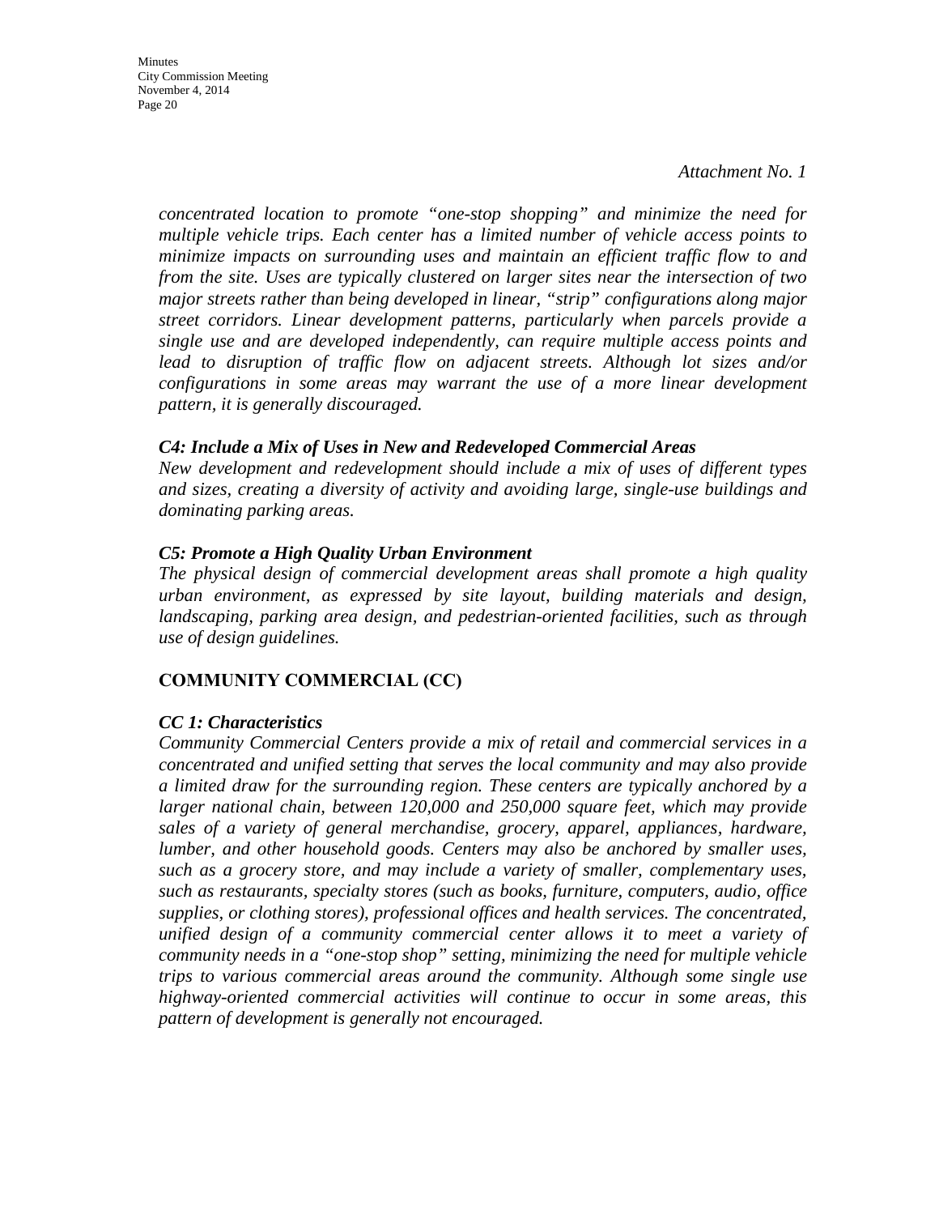*Attachment No. 1*

*concentrated location to promote "one-stop shopping" and minimize the need for multiple vehicle trips. Each center has a limited number of vehicle access points to minimize impacts on surrounding uses and maintain an efficient traffic flow to and from the site. Uses are typically clustered on larger sites near the intersection of two major streets rather than being developed in linear, "strip" configurations along major street corridors. Linear development patterns, particularly when parcels provide a single use and are developed independently, can require multiple access points and lead to disruption of traffic flow on adjacent streets. Although lot sizes and/or configurations in some areas may warrant the use of a more linear development pattern, it is generally discouraged.*

***C4: Include a Mix of Uses in New and Redeveloped Commercial Areas***
*New development and redevelopment should include a mix of uses of different types and sizes, creating a diversity of activity and avoiding large, single-use buildings and dominating parking areas.*

***C5: Promote a High Quality Urban Environment***
*The physical design of commercial development areas shall promote a high quality urban environment, as expressed by site layout, building materials and design, landscaping, parking area design, and pedestrian-oriented facilities, such as through use of design guidelines.*

## COMMUNITY COMMERCIAL (CC)

***CC 1: Characteristics***
*Community Commercial Centers provide a mix of retail and commercial services in a concentrated and unified setting that serves the local community and may also provide a limited draw for the surrounding region. These centers are typically anchored by a larger national chain, between 120,000 and 250,000 square feet, which may provide sales of a variety of general merchandise, grocery, apparel, appliances, hardware, lumber, and other household goods. Centers may also be anchored by smaller uses, such as a grocery store, and may include a variety of smaller, complementary uses, such as restaurants, specialty stores (such as books, furniture, computers, audio, office supplies, or clothing stores), professional offices and health services. The concentrated, unified design of a community commercial center allows it to meet a variety of community needs in a "one-stop shop" setting, minimizing the need for multiple vehicle trips to various commercial areas around the community. Although some single use highway-oriented commercial activities will continue to occur in some areas, this pattern of development is generally not encouraged.*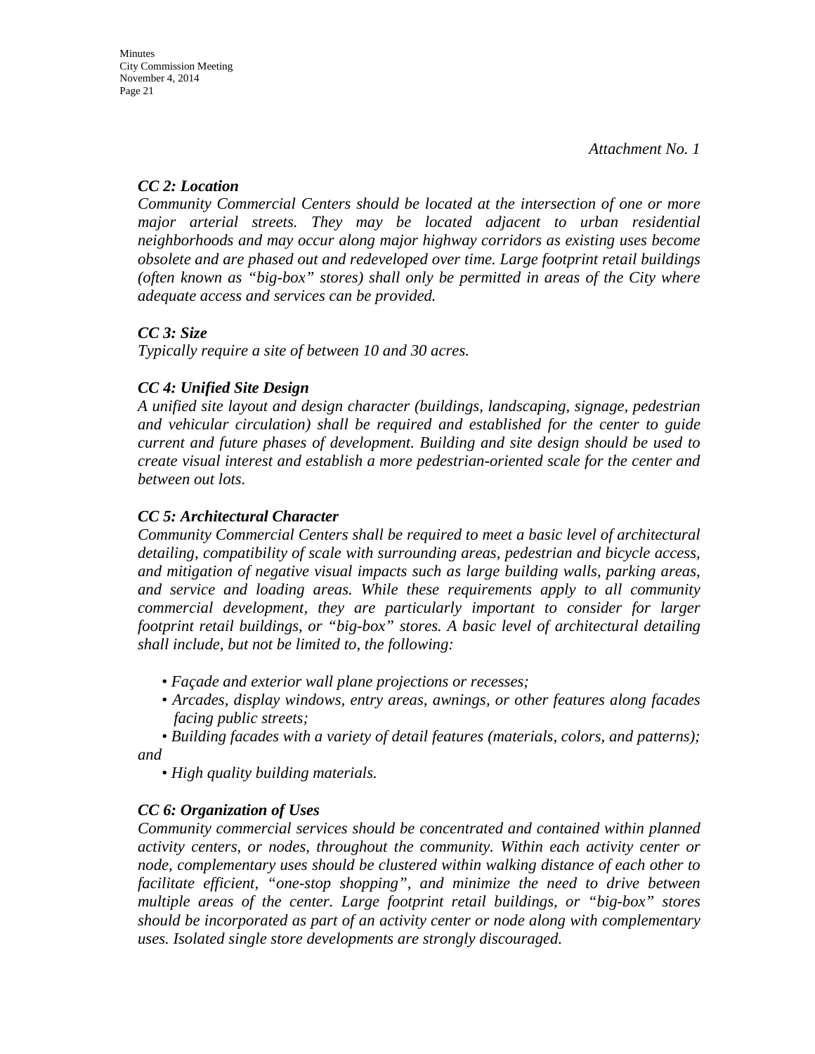*Attachment No. 1*

***CC 2: Location***

*Community Commercial Centers should be located at the intersection of one or more major arterial streets. They may be located adjacent to urban residential neighborhoods and may occur along major highway corridors as existing uses become obsolete and are phased out and redeveloped over time. Large footprint retail buildings (often known as "big-box" stores) shall only be permitted in areas of the City where adequate access and services can be provided.*

***CC 3: Size***

*Typically require a site of between 10 and 30 acres.*

***CC 4: Unified Site Design***

*A unified site layout and design character (buildings, landscaping, signage, pedestrian and vehicular circulation) shall be required and established for the center to guide current and future phases of development. Building and site design should be used to create visual interest and establish a more pedestrian-oriented scale for the center and between out lots.*

***CC 5: Architectural Character***

*Community Commercial Centers shall be required to meet a basic level of architectural detailing, compatibility of scale with surrounding areas, pedestrian and bicycle access, and mitigation of negative visual impacts such as large building walls, parking areas, and service and loading areas. While these requirements apply to all community commercial development, they are particularly important to consider for larger footprint retail buildings, or "big-box" stores. A basic level of architectural detailing shall include, but not be limited to, the following:*

- *Façade and exterior wall plane projections or recesses;*
- *Arcades, display windows, entry areas, awnings, or other features along facades facing public streets;*
- *Building facades with a variety of detail features (materials, colors, and patterns); and*
- *High quality building materials.*

***CC 6: Organization of Uses***

*Community commercial services should be concentrated and contained within planned activity centers, or nodes, throughout the community. Within each activity center or node, complementary uses should be clustered within walking distance of each other to facilitate efficient, "one-stop shopping", and minimize the need to drive between multiple areas of the center. Large footprint retail buildings, or "big-box" stores should be incorporated as part of an activity center or node along with complementary uses. Isolated single store developments are strongly discouraged.*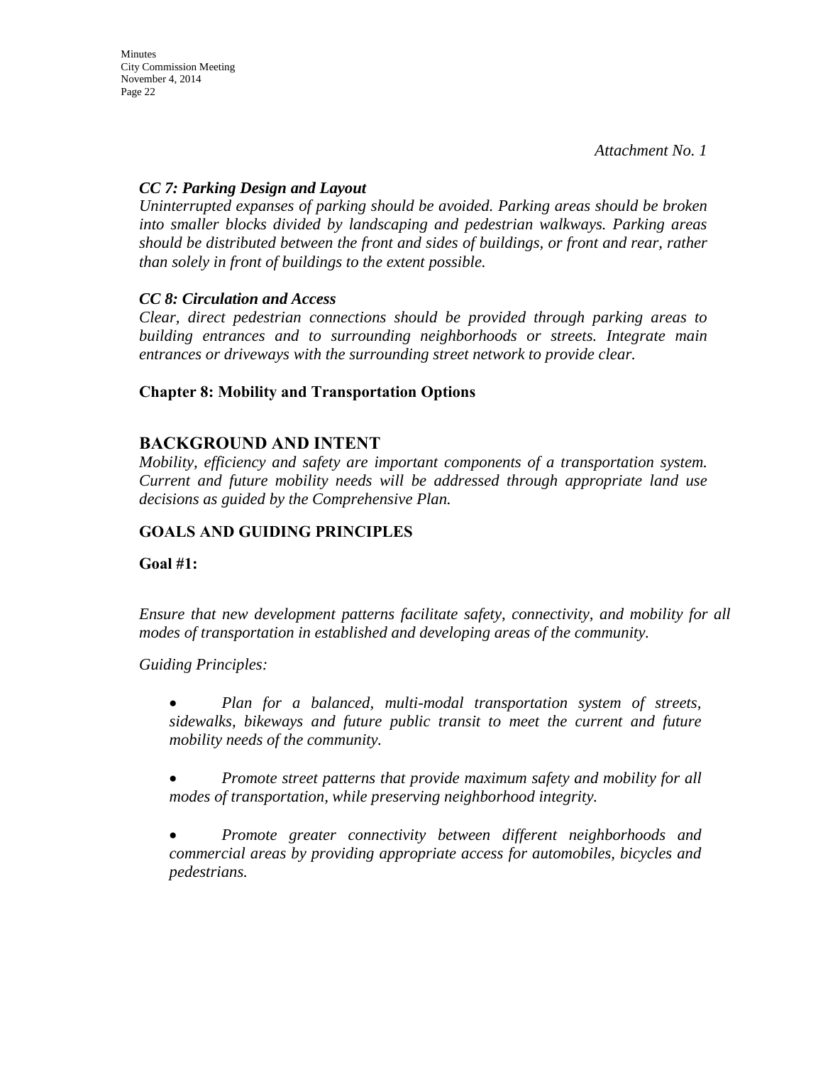*Attachment No. 1*

***CC 7: Parking Design and Layout***

*Uninterrupted expanses of parking should be avoided. Parking areas should be broken into smaller blocks divided by landscaping and pedestrian walkways. Parking areas should be distributed between the front and sides of buildings, or front and rear, rather than solely in front of buildings to the extent possible.*

***CC 8: Circulation and Access***

*Clear, direct pedestrian connections should be provided through parking areas to building entrances and to surrounding neighborhoods or streets. Integrate main entrances or driveways with the surrounding street network to provide clear.*

**Chapter 8: Mobility and Transportation Options**

## BACKGROUND AND INTENT

*Mobility, efficiency and safety are important components of a transportation system. Current and future mobility needs will be addressed through appropriate land use decisions as guided by the Comprehensive Plan.*

### GOALS AND GUIDING PRINCIPLES

**Goal #1:**

*Ensure that new development patterns facilitate safety, connectivity, and mobility for all modes of transportation in established and developing areas of the community.*

*Guiding Principles:*

- *Plan for a balanced, multi-modal transportation system of streets, sidewalks, bikeways and future public transit to meet the current and future mobility needs of the community.*
- *Promote street patterns that provide maximum safety and mobility for all modes of transportation, while preserving neighborhood integrity.*
- *Promote greater connectivity between different neighborhoods and commercial areas by providing appropriate access for automobiles, bicycles and pedestrians.*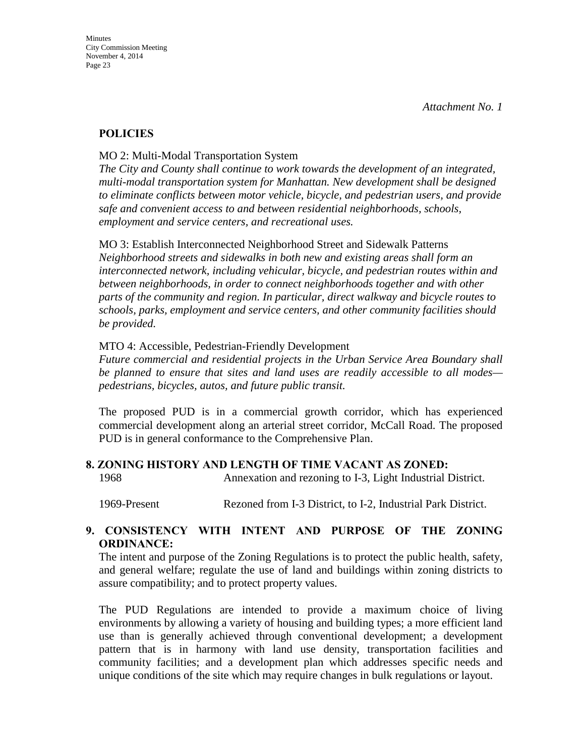*Attachment No. 1*

**POLICIES**

MO 2: Multi-Modal Transportation System
*The City and County shall continue to work towards the development of an integrated, multi-modal transportation system for Manhattan. New development shall be designed to eliminate conflicts between motor vehicle, bicycle, and pedestrian users, and provide safe and convenient access to and between residential neighborhoods, schools, employment and service centers, and recreational uses.*

MO 3: Establish Interconnected Neighborhood Street and Sidewalk Patterns
*Neighborhood streets and sidewalks in both new and existing areas shall form an interconnected network, including vehicular, bicycle, and pedestrian routes within and between neighborhoods, in order to connect neighborhoods together and with other parts of the community and region. In particular, direct walkway and bicycle routes to schools, parks, employment and service centers, and other community facilities should be provided.*

MTO 4: Accessible, Pedestrian-Friendly Development
*Future commercial and residential projects in the Urban Service Area Boundary shall be planned to ensure that sites and land uses are readily accessible to all modes—pedestrians, bicycles, autos, and future public transit.*

The proposed PUD is in a commercial growth corridor, which has experienced commercial development along an arterial street corridor, McCall Road. The proposed PUD is in general conformance to the Comprehensive Plan.

**8. ZONING HISTORY AND LENGTH OF TIME VACANT AS ZONED:**

| | |
|---|---|
| 1968 | Annexation and rezoning to I-3, Light Industrial District. |
| 1969-Present | Rezoned from I-3 District, to I-2, Industrial Park District. |

**9. CONSISTENCY WITH INTENT AND PURPOSE OF THE ZONING ORDINANCE:**

The intent and purpose of the Zoning Regulations is to protect the public health, safety, and general welfare; regulate the use of land and buildings within zoning districts to assure compatibility; and to protect property values.

The PUD Regulations are intended to provide a maximum choice of living environments by allowing a variety of housing and building types; a more efficient land use than is generally achieved through conventional development; a development pattern that is in harmony with land use density, transportation facilities and community facilities; and a development plan which addresses specific needs and unique conditions of the site which may require changes in bulk regulations or layout.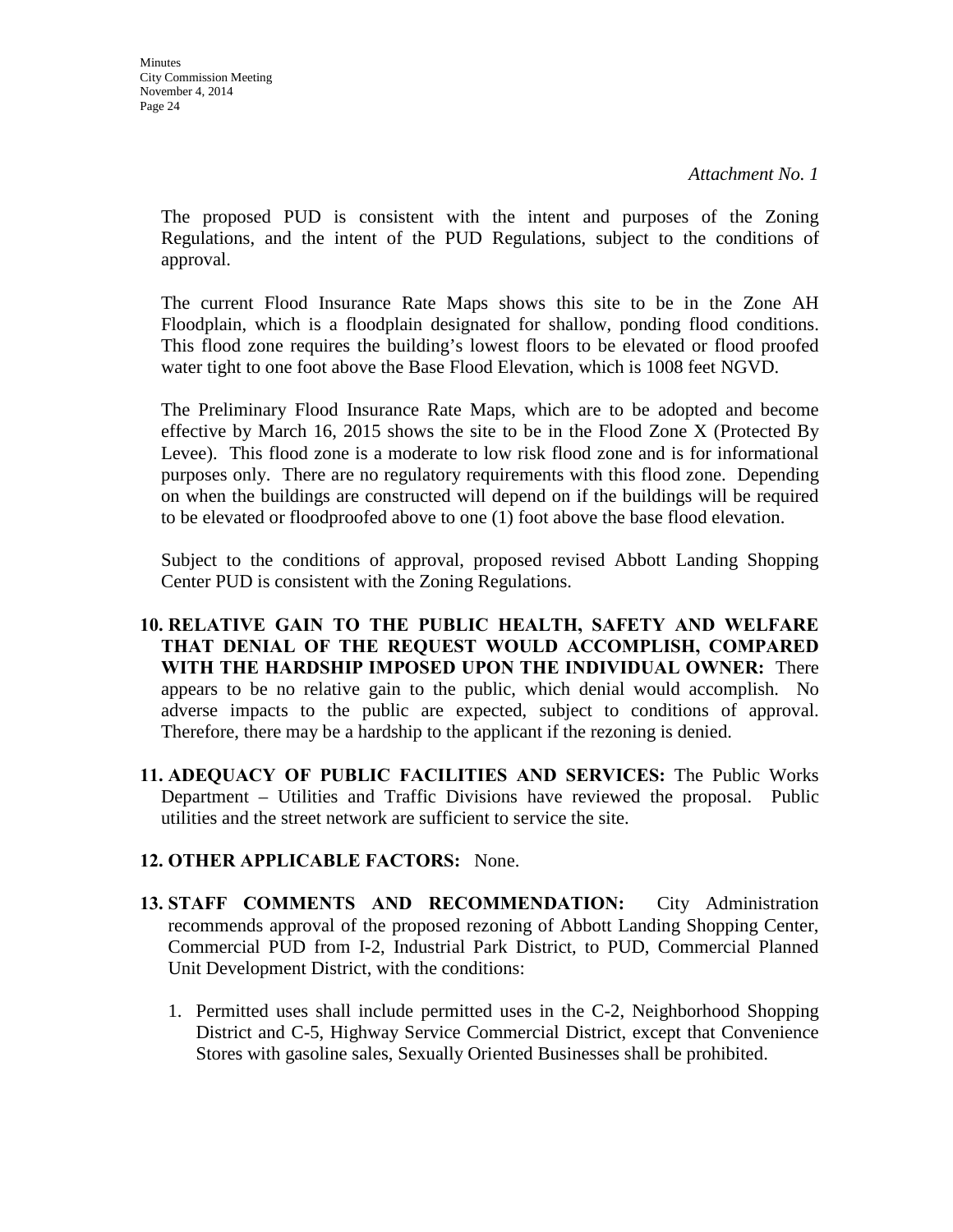*Attachment No. 1*

The proposed PUD is consistent with the intent and purposes of the Zoning Regulations, and the intent of the PUD Regulations, subject to the conditions of approval.

The current Flood Insurance Rate Maps shows this site to be in the Zone AH Floodplain, which is a floodplain designated for shallow, ponding flood conditions. This flood zone requires the building's lowest floors to be elevated or flood proofed water tight to one foot above the Base Flood Elevation, which is 1008 feet NGVD.

The Preliminary Flood Insurance Rate Maps, which are to be adopted and become effective by March 16, 2015 shows the site to be in the Flood Zone X (Protected By Levee). This flood zone is a moderate to low risk flood zone and is for informational purposes only. There are no regulatory requirements with this flood zone. Depending on when the buildings are constructed will depend on if the buildings will be required to be elevated or floodproofed above to one (1) foot above the base flood elevation.

Subject to the conditions of approval, proposed revised Abbott Landing Shopping Center PUD is consistent with the Zoning Regulations.

10. **RELATIVE GAIN TO THE PUBLIC HEALTH, SAFETY AND WELFARE THAT DENIAL OF THE REQUEST WOULD ACCOMPLISH, COMPARED WITH THE HARDSHIP IMPOSED UPON THE INDIVIDUAL OWNER:** There appears to be no relative gain to the public, which denial would accomplish. No adverse impacts to the public are expected, subject to conditions of approval. Therefore, there may be a hardship to the applicant if the rezoning is denied.

11. **ADEQUACY OF PUBLIC FACILITIES AND SERVICES:** The Public Works Department – Utilities and Traffic Divisions have reviewed the proposal. Public utilities and the street network are sufficient to service the site.

12. **OTHER APPLICABLE FACTORS:** None.

13. **STAFF COMMENTS AND RECOMMENDATION:** City Administration recommends approval of the proposed rezoning of Abbott Landing Shopping Center, Commercial PUD from I-2, Industrial Park District, to PUD, Commercial Planned Unit Development District, with the conditions:

    1. Permitted uses shall include permitted uses in the C-2, Neighborhood Shopping District and C-5, Highway Service Commercial District, except that Convenience Stores with gasoline sales, Sexually Oriented Businesses shall be prohibited.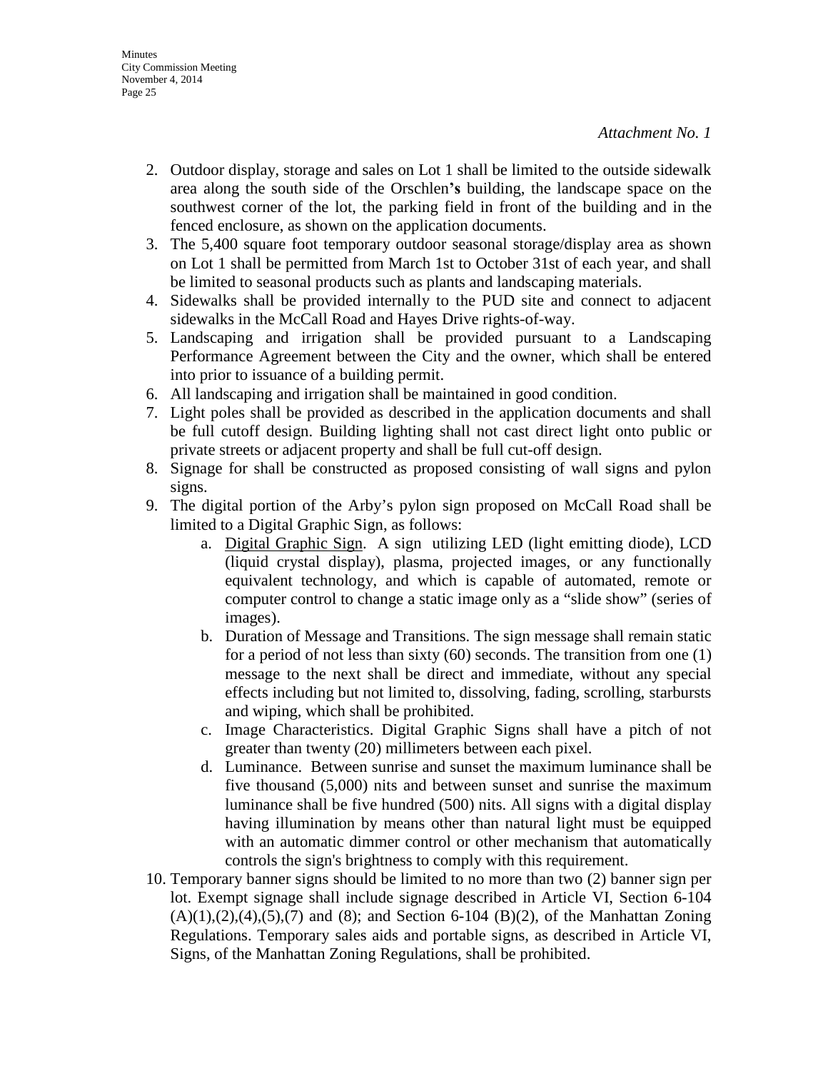*Attachment No. 1*

2. Outdoor display, storage and sales on Lot 1 shall be limited to the outside sidewalk area along the south side of the Orschlen**'s** building, the landscape space on the southwest corner of the lot, the parking field in front of the building and in the fenced enclosure, as shown on the application documents.
3. The 5,400 square foot temporary outdoor seasonal storage/display area as shown on Lot 1 shall be permitted from March 1st to October 31st of each year, and shall be limited to seasonal products such as plants and landscaping materials.
4. Sidewalks shall be provided internally to the PUD site and connect to adjacent sidewalks in the McCall Road and Hayes Drive rights-of-way.
5. Landscaping and irrigation shall be provided pursuant to a Landscaping Performance Agreement between the City and the owner, which shall be entered into prior to issuance of a building permit.
6. All landscaping and irrigation shall be maintained in good condition.
7. Light poles shall be provided as described in the application documents and shall be full cutoff design. Building lighting shall not cast direct light onto public or private streets or adjacent property and shall be full cut-off design.
8. Signage for shall be constructed as proposed consisting of wall signs and pylon signs.
9. The digital portion of the Arby's pylon sign proposed on McCall Road shall be limited to a Digital Graphic Sign, as follows:
   a. <u>Digital Graphic Sign</u>. A sign utilizing LED (light emitting diode), LCD (liquid crystal display), plasma, projected images, or any functionally equivalent technology, and which is capable of automated, remote or computer control to change a static image only as a "slide show" (series of images).
   b. Duration of Message and Transitions. The sign message shall remain static for a period of not less than sixty (60) seconds. The transition from one (1) message to the next shall be direct and immediate, without any special effects including but not limited to, dissolving, fading, scrolling, starbursts and wiping, which shall be prohibited.
   c. Image Characteristics. Digital Graphic Signs shall have a pitch of not greater than twenty (20) millimeters between each pixel.
   d. Luminance. Between sunrise and sunset the maximum luminance shall be five thousand (5,000) nits and between sunset and sunrise the maximum luminance shall be five hundred (500) nits. All signs with a digital display having illumination by means other than natural light must be equipped with an automatic dimmer control or other mechanism that automatically controls the sign's brightness to comply with this requirement.
10. Temporary banner signs should be limited to no more than two (2) banner sign per lot. Exempt signage shall include signage described in Article VI, Section 6-104 (A)(1),(2),(4),(5),(7) and (8); and Section 6-104 (B)(2), of the Manhattan Zoning Regulations. Temporary sales aids and portable signs, as described in Article VI, Signs, of the Manhattan Zoning Regulations, shall be prohibited.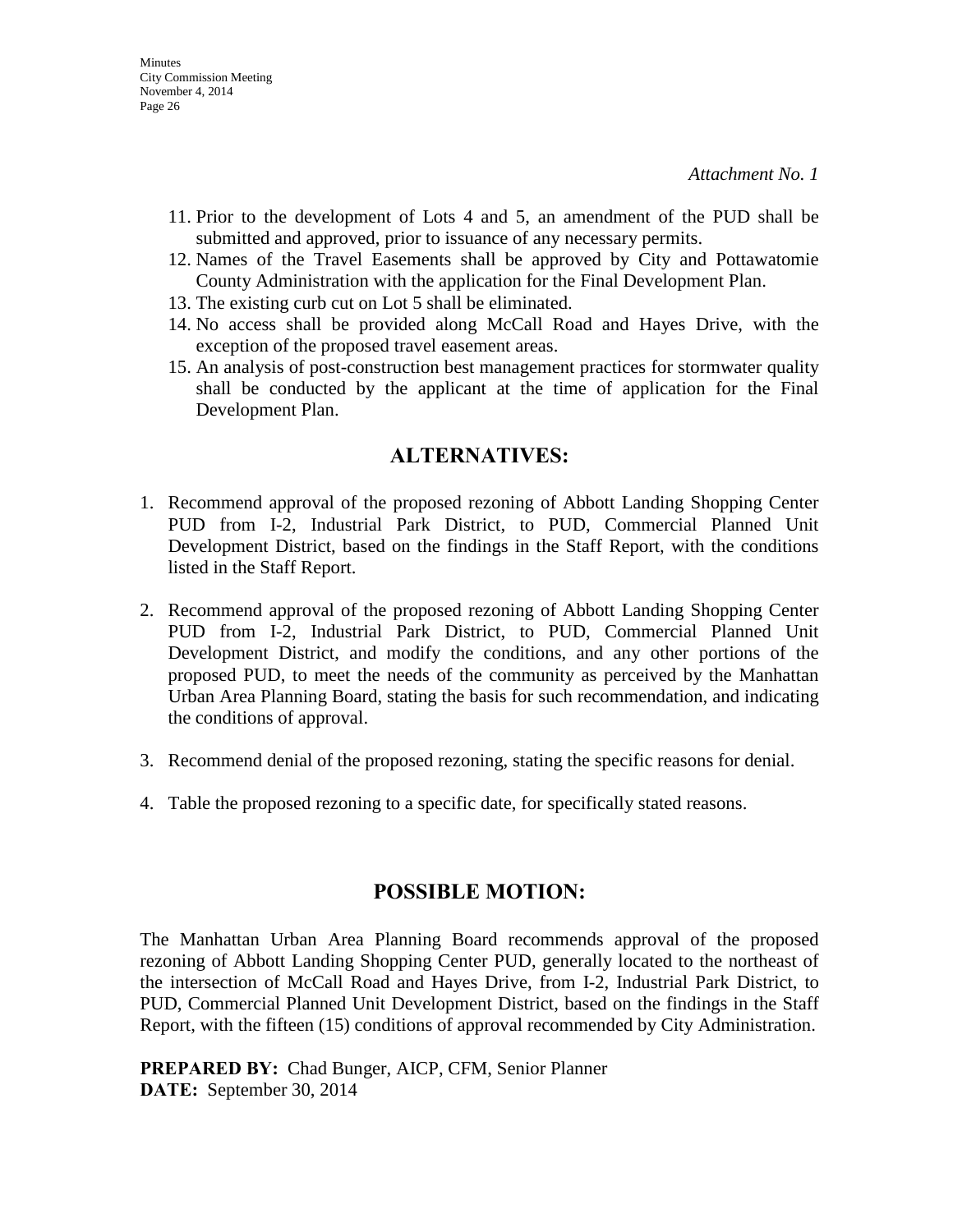*Attachment No. 1*

11. Prior to the development of Lots 4 and 5, an amendment of the PUD shall be submitted and approved, prior to issuance of any necessary permits.
12. Names of the Travel Easements shall be approved by City and Pottawatomie County Administration with the application for the Final Development Plan.
13. The existing curb cut on Lot 5 shall be eliminated.
14. No access shall be provided along McCall Road and Hayes Drive, with the exception of the proposed travel easement areas.
15. An analysis of post-construction best management practices for stormwater quality shall be conducted by the applicant at the time of application for the Final Development Plan.

## ALTERNATIVES:

1. Recommend approval of the proposed rezoning of Abbott Landing Shopping Center PUD from I-2, Industrial Park District, to PUD, Commercial Planned Unit Development District, based on the findings in the Staff Report, with the conditions listed in the Staff Report.

2. Recommend approval of the proposed rezoning of Abbott Landing Shopping Center PUD from I-2, Industrial Park District, to PUD, Commercial Planned Unit Development District, and modify the conditions, and any other portions of the proposed PUD, to meet the needs of the community as perceived by the Manhattan Urban Area Planning Board, stating the basis for such recommendation, and indicating the conditions of approval.

3. Recommend denial of the proposed rezoning, stating the specific reasons for denial.

4. Table the proposed rezoning to a specific date, for specifically stated reasons.

## POSSIBLE MOTION:

The Manhattan Urban Area Planning Board recommends approval of the proposed rezoning of Abbott Landing Shopping Center PUD, generally located to the northeast of the intersection of McCall Road and Hayes Drive, from I-2, Industrial Park District, to PUD, Commercial Planned Unit Development District, based on the findings in the Staff Report, with the fifteen (15) conditions of approval recommended by City Administration.

**PREPARED BY:** Chad Bunger, AICP, CFM, Senior Planner
**DATE:** September 30, 2014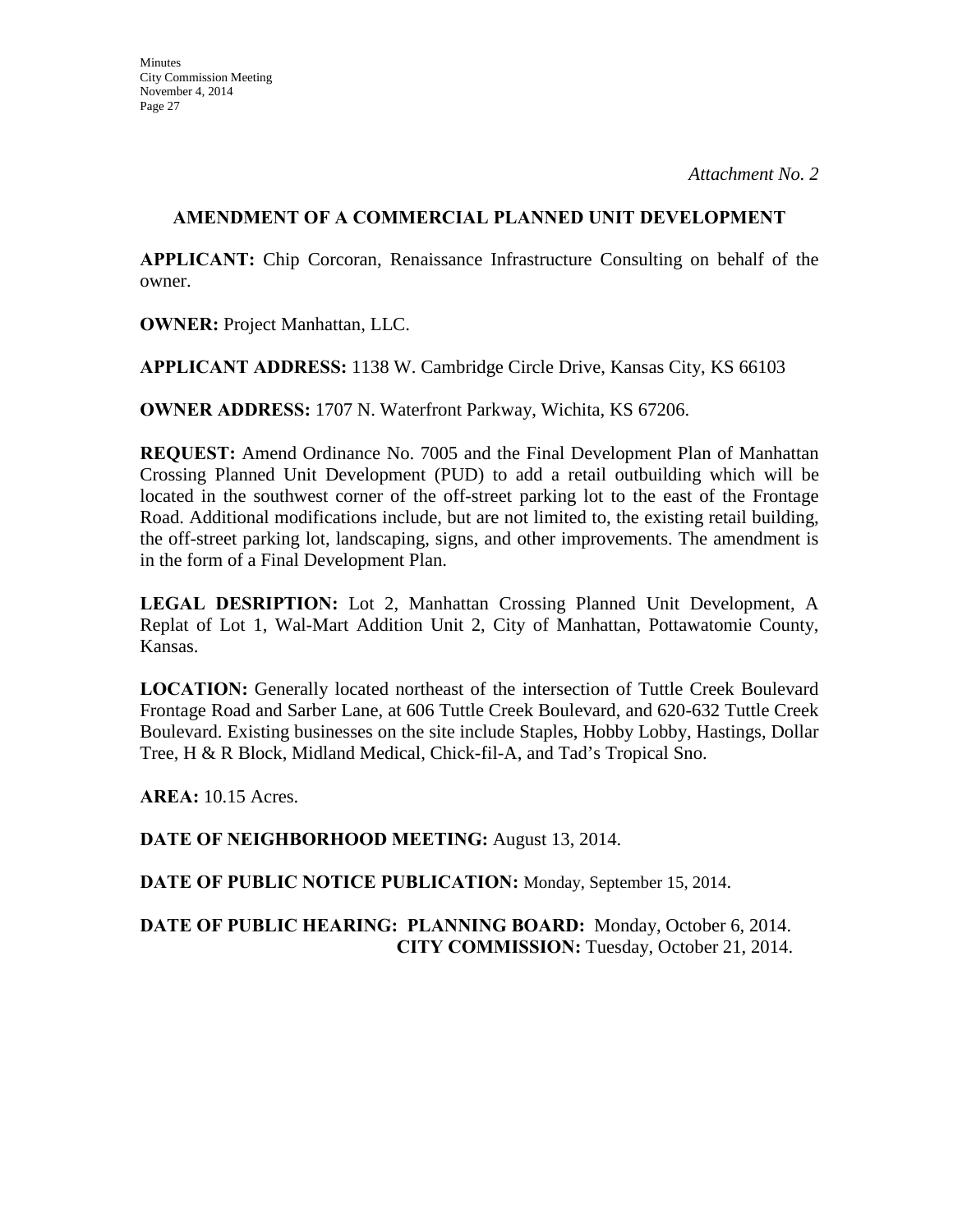*Attachment No. 2*

## AMENDMENT OF A COMMERCIAL PLANNED UNIT DEVELOPMENT

**APPLICANT:** Chip Corcoran, Renaissance Infrastructure Consulting on behalf of the owner.

**OWNER:** Project Manhattan, LLC.

**APPLICANT ADDRESS:** 1138 W. Cambridge Circle Drive, Kansas City, KS 66103

**OWNER ADDRESS:** 1707 N. Waterfront Parkway, Wichita, KS 67206.

**REQUEST:** Amend Ordinance No. 7005 and the Final Development Plan of Manhattan Crossing Planned Unit Development (PUD) to add a retail outbuilding which will be located in the southwest corner of the off-street parking lot to the east of the Frontage Road. Additional modifications include, but are not limited to, the existing retail building, the off-street parking lot, landscaping, signs, and other improvements. The amendment is in the form of a Final Development Plan.

**LEGAL DESRIPTION:** Lot 2, Manhattan Crossing Planned Unit Development, A Replat of Lot 1, Wal-Mart Addition Unit 2, City of Manhattan, Pottawatomie County, Kansas.

**LOCATION:** Generally located northeast of the intersection of Tuttle Creek Boulevard Frontage Road and Sarber Lane, at 606 Tuttle Creek Boulevard, and 620-632 Tuttle Creek Boulevard. Existing businesses on the site include Staples, Hobby Lobby, Hastings, Dollar Tree, H & R Block, Midland Medical, Chick-fil-A, and Tad's Tropical Sno.

**AREA:** 10.15 Acres.

**DATE OF NEIGHBORHOOD MEETING:** August 13, 2014.

**DATE OF PUBLIC NOTICE PUBLICATION:** Monday, September 15, 2014.

**DATE OF PUBLIC HEARING: PLANNING BOARD:** Monday, October 6, 2014.
**CITY COMMISSION:** Tuesday, October 21, 2014.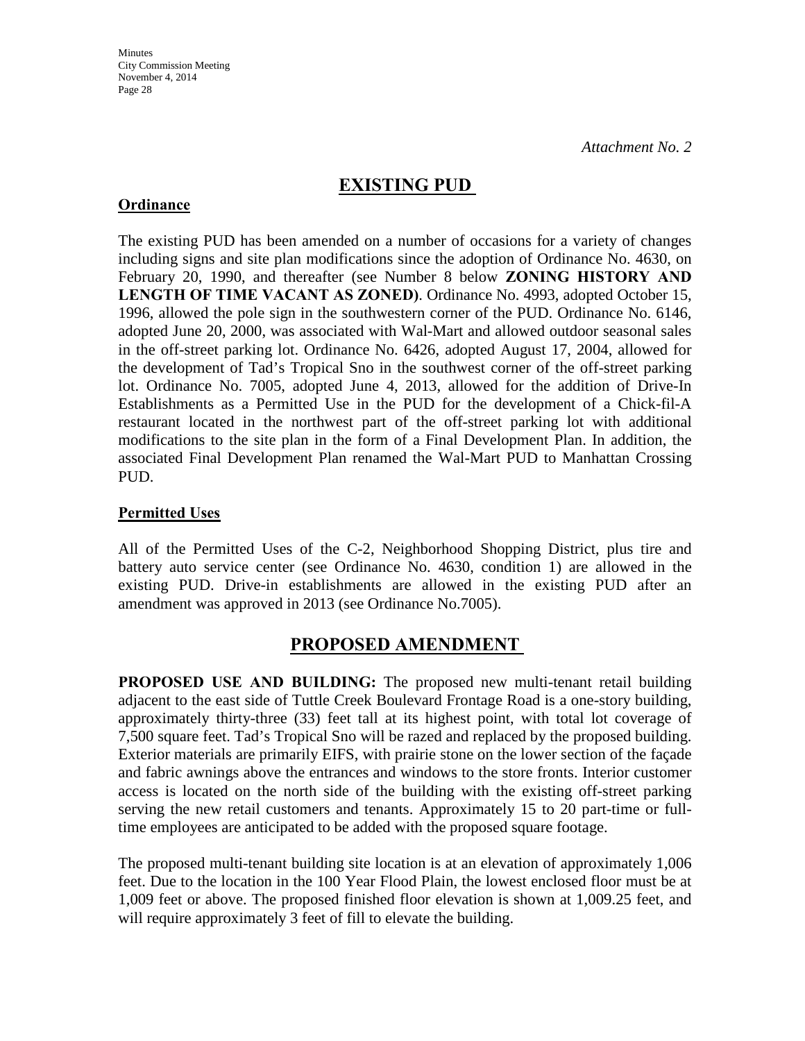*Attachment No. 2*

## EXISTING PUD

**Ordinance**

The existing PUD has been amended on a number of occasions for a variety of changes including signs and site plan modifications since the adoption of Ordinance No. 4630, on February 20, 1990, and thereafter (see Number 8 below **ZONING HISTORY AND LENGTH OF TIME VACANT AS ZONED)**. Ordinance No. 4993, adopted October 15, 1996, allowed the pole sign in the southwestern corner of the PUD. Ordinance No. 6146, adopted June 20, 2000, was associated with Wal-Mart and allowed outdoor seasonal sales in the off-street parking lot. Ordinance No. 6426, adopted August 17, 2004, allowed for the development of Tad's Tropical Sno in the southwest corner of the off-street parking lot. Ordinance No. 7005, adopted June 4, 2013, allowed for the addition of Drive-In Establishments as a Permitted Use in the PUD for the development of a Chick-fil-A restaurant located in the northwest part of the off-street parking lot with additional modifications to the site plan in the form of a Final Development Plan. In addition, the associated Final Development Plan renamed the Wal-Mart PUD to Manhattan Crossing PUD.

**Permitted Uses**

All of the Permitted Uses of the C-2, Neighborhood Shopping District, plus tire and battery auto service center (see Ordinance No. 4630, condition 1) are allowed in the existing PUD. Drive-in establishments are allowed in the existing PUD after an amendment was approved in 2013 (see Ordinance No.7005).

## PROPOSED AMENDMENT

**PROPOSED USE AND BUILDING:** The proposed new multi-tenant retail building adjacent to the east side of Tuttle Creek Boulevard Frontage Road is a one-story building, approximately thirty-three (33) feet tall at its highest point, with total lot coverage of 7,500 square feet. Tad's Tropical Sno will be razed and replaced by the proposed building. Exterior materials are primarily EIFS, with prairie stone on the lower section of the façade and fabric awnings above the entrances and windows to the store fronts. Interior customer access is located on the north side of the building with the existing off-street parking serving the new retail customers and tenants. Approximately 15 to 20 part-time or full-time employees are anticipated to be added with the proposed square footage.

The proposed multi-tenant building site location is at an elevation of approximately 1,006 feet. Due to the location in the 100 Year Flood Plain, the lowest enclosed floor must be at 1,009 feet or above. The proposed finished floor elevation is shown at 1,009.25 feet, and will require approximately 3 feet of fill to elevate the building.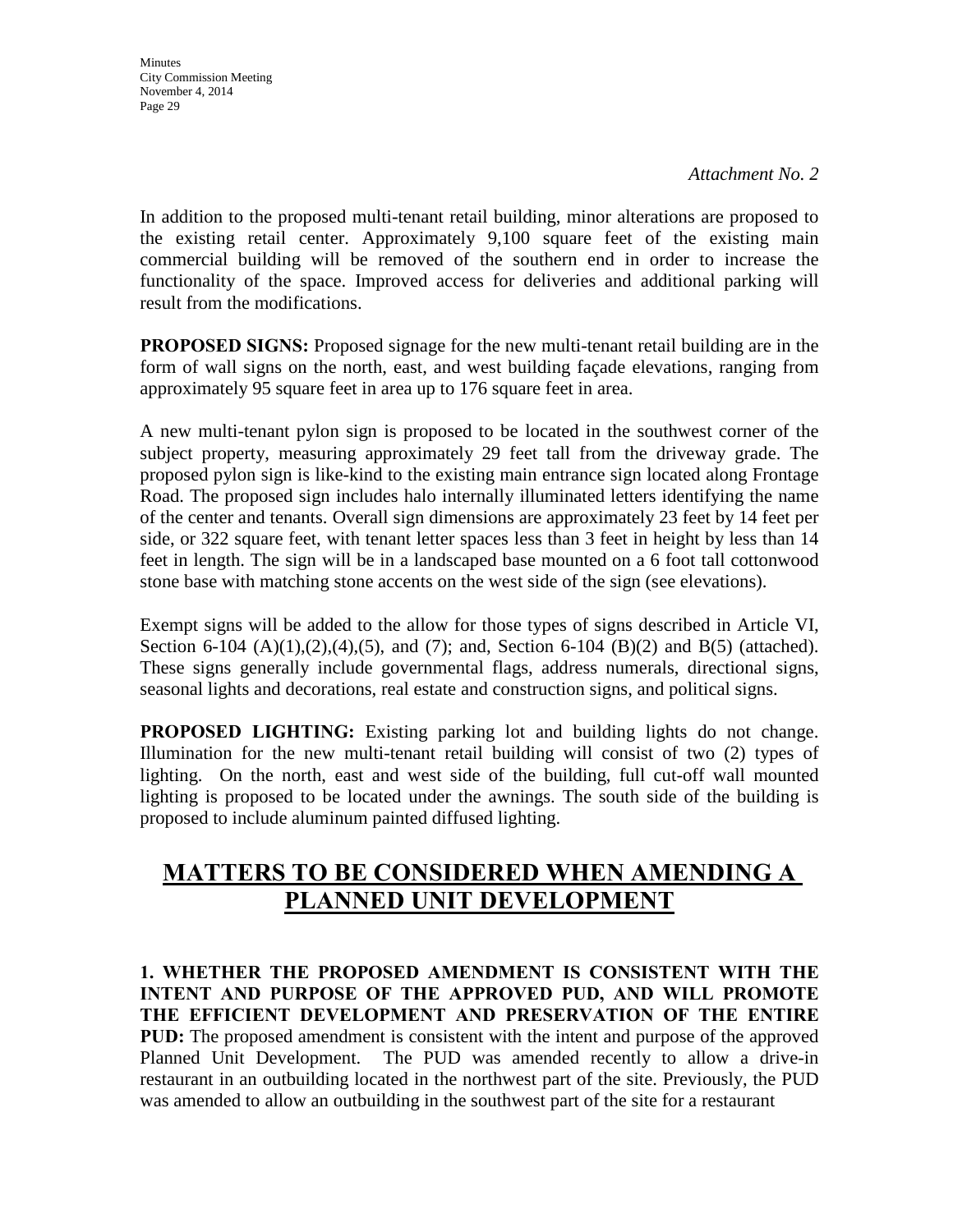*Attachment No. 2*

In addition to the proposed multi-tenant retail building, minor alterations are proposed to the existing retail center. Approximately 9,100 square feet of the existing main commercial building will be removed of the southern end in order to increase the functionality of the space. Improved access for deliveries and additional parking will result from the modifications.

**PROPOSED SIGNS:** Proposed signage for the new multi-tenant retail building are in the form of wall signs on the north, east, and west building façade elevations, ranging from approximately 95 square feet in area up to 176 square feet in area.

A new multi-tenant pylon sign is proposed to be located in the southwest corner of the subject property, measuring approximately 29 feet tall from the driveway grade. The proposed pylon sign is like-kind to the existing main entrance sign located along Frontage Road. The proposed sign includes halo internally illuminated letters identifying the name of the center and tenants. Overall sign dimensions are approximately 23 feet by 14 feet per side, or 322 square feet, with tenant letter spaces less than 3 feet in height by less than 14 feet in length. The sign will be in a landscaped base mounted on a 6 foot tall cottonwood stone base with matching stone accents on the west side of the sign (see elevations).

Exempt signs will be added to the allow for those types of signs described in Article VI, Section 6-104 (A)(1),(2),(4),(5), and (7); and, Section 6-104 (B)(2) and B(5) (attached). These signs generally include governmental flags, address numerals, directional signs, seasonal lights and decorations, real estate and construction signs, and political signs.

**PROPOSED LIGHTING:** Existing parking lot and building lights do not change. Illumination for the new multi-tenant retail building will consist of two (2) types of lighting. On the north, east and west side of the building, full cut-off wall mounted lighting is proposed to be located under the awnings. The south side of the building is proposed to include aluminum painted diffused lighting.

## MATTERS TO BE CONSIDERED WHEN AMENDING A PLANNED UNIT DEVELOPMENT

**1. WHETHER THE PROPOSED AMENDMENT IS CONSISTENT WITH THE INTENT AND PURPOSE OF THE APPROVED PUD, AND WILL PROMOTE THE EFFICIENT DEVELOPMENT AND PRESERVATION OF THE ENTIRE PUD:** The proposed amendment is consistent with the intent and purpose of the approved Planned Unit Development. The PUD was amended recently to allow a drive-in restaurant in an outbuilding located in the northwest part of the site. Previously, the PUD was amended to allow an outbuilding in the southwest part of the site for a restaurant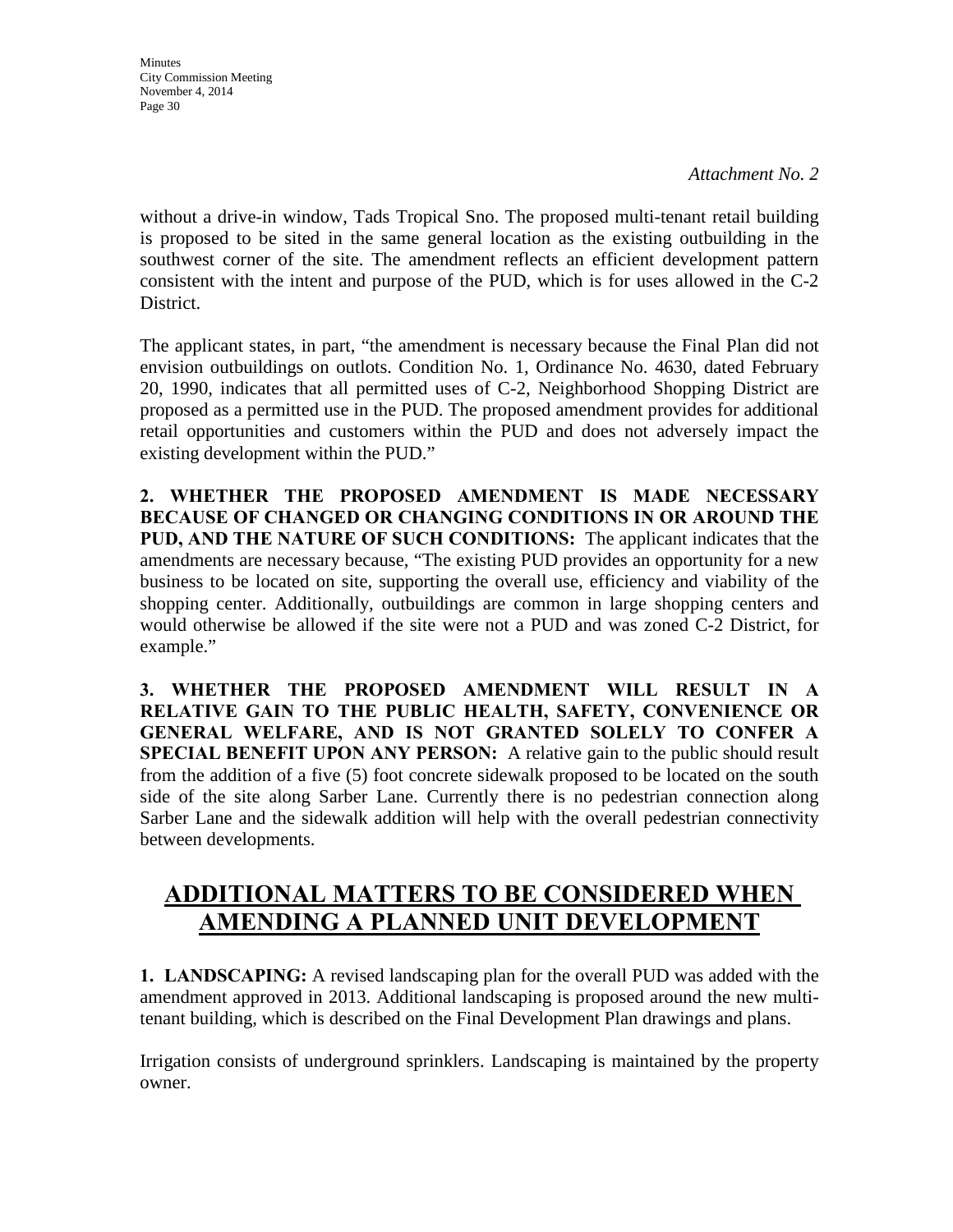*Attachment No. 2*

without a drive-in window, Tads Tropical Sno. The proposed multi-tenant retail building is proposed to be sited in the same general location as the existing outbuilding in the southwest corner of the site. The amendment reflects an efficient development pattern consistent with the intent and purpose of the PUD, which is for uses allowed in the C-2 District.

The applicant states, in part, "the amendment is necessary because the Final Plan did not envision outbuildings on outlots. Condition No. 1, Ordinance No. 4630, dated February 20, 1990, indicates that all permitted uses of C-2, Neighborhood Shopping District are proposed as a permitted use in the PUD. The proposed amendment provides for additional retail opportunities and customers within the PUD and does not adversely impact the existing development within the PUD."

**2. WHETHER THE PROPOSED AMENDMENT IS MADE NECESSARY BECAUSE OF CHANGED OR CHANGING CONDITIONS IN OR AROUND THE PUD, AND THE NATURE OF SUCH CONDITIONS:** The applicant indicates that the amendments are necessary because, "The existing PUD provides an opportunity for a new business to be located on site, supporting the overall use, efficiency and viability of the shopping center. Additionally, outbuildings are common in large shopping centers and would otherwise be allowed if the site were not a PUD and was zoned C-2 District, for example."

**3. WHETHER THE PROPOSED AMENDMENT WILL RESULT IN A RELATIVE GAIN TO THE PUBLIC HEALTH, SAFETY, CONVENIENCE OR GENERAL WELFARE, AND IS NOT GRANTED SOLELY TO CONFER A SPECIAL BENEFIT UPON ANY PERSON:** A relative gain to the public should result from the addition of a five (5) foot concrete sidewalk proposed to be located on the south side of the site along Sarber Lane. Currently there is no pedestrian connection along Sarber Lane and the sidewalk addition will help with the overall pedestrian connectivity between developments.

## ADDITIONAL MATTERS TO BE CONSIDERED WHEN AMENDING A PLANNED UNIT DEVELOPMENT

**1. LANDSCAPING:** A revised landscaping plan for the overall PUD was added with the amendment approved in 2013. Additional landscaping is proposed around the new multi-tenant building, which is described on the Final Development Plan drawings and plans.

Irrigation consists of underground sprinklers. Landscaping is maintained by the property owner.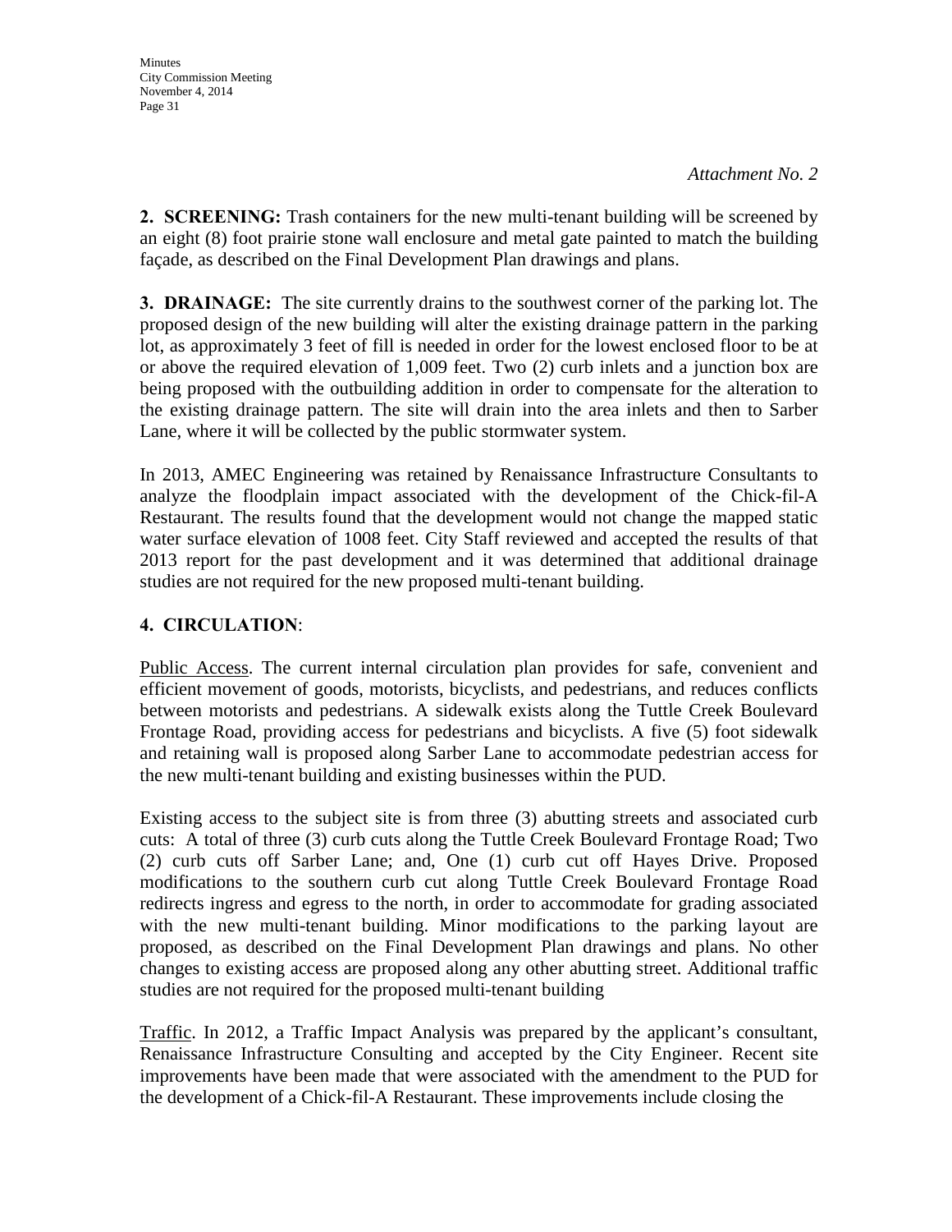*Attachment No. 2*

**2. SCREENING:** Trash containers for the new multi-tenant building will be screened by an eight (8) foot prairie stone wall enclosure and metal gate painted to match the building façade, as described on the Final Development Plan drawings and plans.

**3. DRAINAGE:** The site currently drains to the southwest corner of the parking lot. The proposed design of the new building will alter the existing drainage pattern in the parking lot, as approximately 3 feet of fill is needed in order for the lowest enclosed floor to be at or above the required elevation of 1,009 feet. Two (2) curb inlets and a junction box are being proposed with the outbuilding addition in order to compensate for the alteration to the existing drainage pattern. The site will drain into the area inlets and then to Sarber Lane, where it will be collected by the public stormwater system.

In 2013, AMEC Engineering was retained by Renaissance Infrastructure Consultants to analyze the floodplain impact associated with the development of the Chick-fil-A Restaurant. The results found that the development would not change the mapped static water surface elevation of 1008 feet. City Staff reviewed and accepted the results of that 2013 report for the past development and it was determined that additional drainage studies are not required for the new proposed multi-tenant building.

**4. CIRCULATION**:

Public Access. The current internal circulation plan provides for safe, convenient and efficient movement of goods, motorists, bicyclists, and pedestrians, and reduces conflicts between motorists and pedestrians. A sidewalk exists along the Tuttle Creek Boulevard Frontage Road, providing access for pedestrians and bicyclists. A five (5) foot sidewalk and retaining wall is proposed along Sarber Lane to accommodate pedestrian access for the new multi-tenant building and existing businesses within the PUD.

Existing access to the subject site is from three (3) abutting streets and associated curb cuts: A total of three (3) curb cuts along the Tuttle Creek Boulevard Frontage Road; Two (2) curb cuts off Sarber Lane; and, One (1) curb cut off Hayes Drive. Proposed modifications to the southern curb cut along Tuttle Creek Boulevard Frontage Road redirects ingress and egress to the north, in order to accommodate for grading associated with the new multi-tenant building. Minor modifications to the parking layout are proposed, as described on the Final Development Plan drawings and plans. No other changes to existing access are proposed along any other abutting street. Additional traffic studies are not required for the proposed multi-tenant building

Traffic. In 2012, a Traffic Impact Analysis was prepared by the applicant's consultant, Renaissance Infrastructure Consulting and accepted by the City Engineer. Recent site improvements have been made that were associated with the amendment to the PUD for the development of a Chick-fil-A Restaurant. These improvements include closing the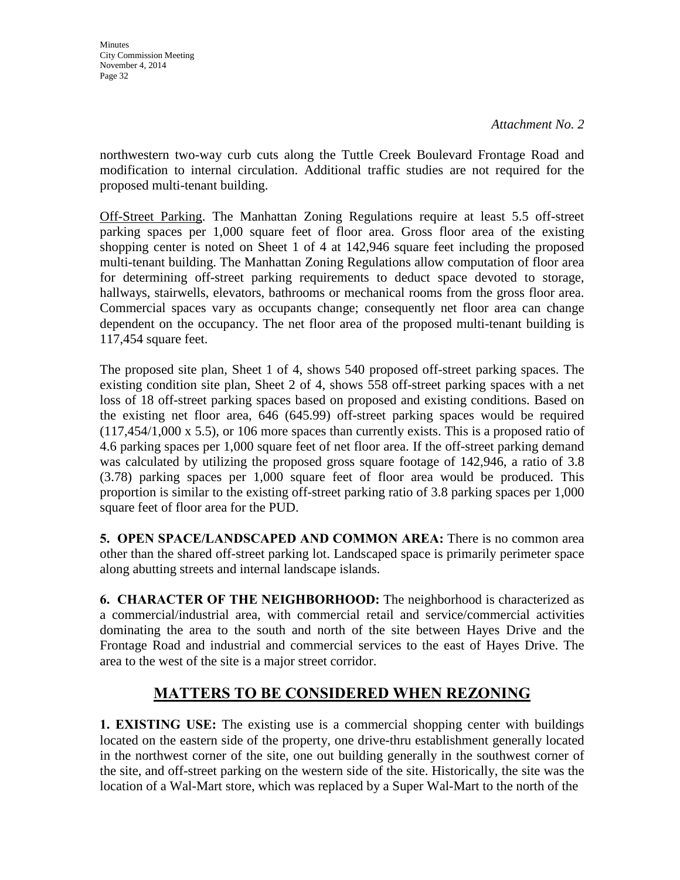*Attachment No. 2*

northwestern two-way curb cuts along the Tuttle Creek Boulevard Frontage Road and modification to internal circulation. Additional traffic studies are not required for the proposed multi-tenant building.

Off-Street Parking. The Manhattan Zoning Regulations require at least 5.5 off-street parking spaces per 1,000 square feet of floor area. Gross floor area of the existing shopping center is noted on Sheet 1 of 4 at 142,946 square feet including the proposed multi-tenant building. The Manhattan Zoning Regulations allow computation of floor area for determining off-street parking requirements to deduct space devoted to storage, hallways, stairwells, elevators, bathrooms or mechanical rooms from the gross floor area. Commercial spaces vary as occupants change; consequently net floor area can change dependent on the occupancy. The net floor area of the proposed multi-tenant building is 117,454 square feet.

The proposed site plan, Sheet 1 of 4, shows 540 proposed off-street parking spaces. The existing condition site plan, Sheet 2 of 4, shows 558 off-street parking spaces with a net loss of 18 off-street parking spaces based on proposed and existing conditions. Based on the existing net floor area, 646 (645.99) off-street parking spaces would be required (117,454/1,000 x 5.5), or 106 more spaces than currently exists. This is a proposed ratio of 4.6 parking spaces per 1,000 square feet of net floor area. If the off-street parking demand was calculated by utilizing the proposed gross square footage of 142,946, a ratio of 3.8 (3.78) parking spaces per 1,000 square feet of floor area would be produced. This proportion is similar to the existing off-street parking ratio of 3.8 parking spaces per 1,000 square feet of floor area for the PUD.

**5. OPEN SPACE/LANDSCAPED AND COMMON AREA:** There is no common area other than the shared off-street parking lot. Landscaped space is primarily perimeter space along abutting streets and internal landscape islands.

**6. CHARACTER OF THE NEIGHBORHOOD:** The neighborhood is characterized as a commercial/industrial area, with commercial retail and service/commercial activities dominating the area to the south and north of the site between Hayes Drive and the Frontage Road and industrial and commercial services to the east of Hayes Drive. The area to the west of the site is a major street corridor.

## MATTERS TO BE CONSIDERED WHEN REZONING

**1. EXISTING USE:** The existing use is a commercial shopping center with buildings located on the eastern side of the property, one drive-thru establishment generally located in the northwest corner of the site, one out building generally in the southwest corner of the site, and off-street parking on the western side of the site. Historically, the site was the location of a Wal-Mart store, which was replaced by a Super Wal-Mart to the north of the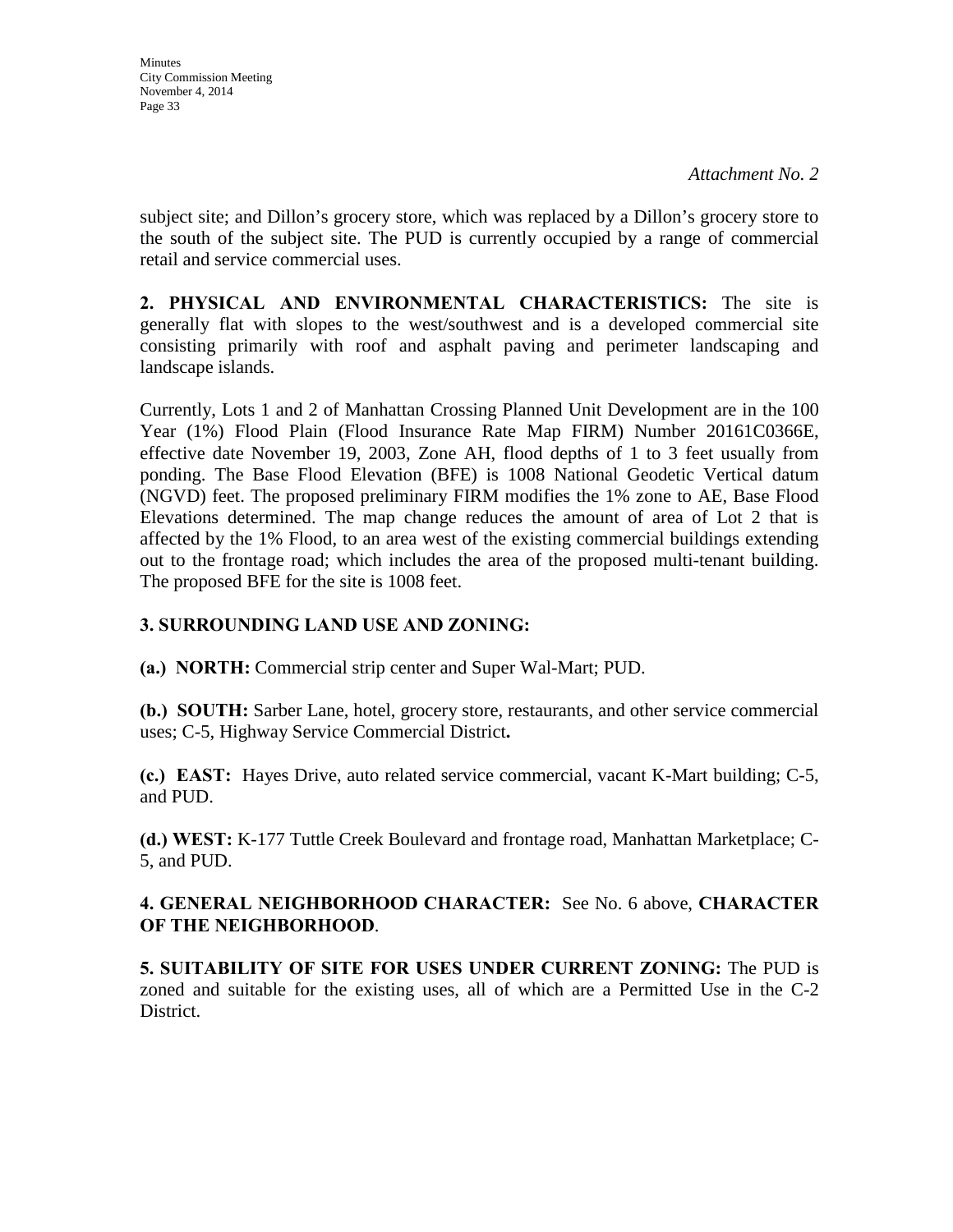*Attachment No. 2*

subject site; and Dillon's grocery store, which was replaced by a Dillon's grocery store to the south of the subject site. The PUD is currently occupied by a range of commercial retail and service commercial uses.

**2. PHYSICAL AND ENVIRONMENTAL CHARACTERISTICS:** The site is generally flat with slopes to the west/southwest and is a developed commercial site consisting primarily with roof and asphalt paving and perimeter landscaping and landscape islands.

Currently, Lots 1 and 2 of Manhattan Crossing Planned Unit Development are in the 100 Year (1%) Flood Plain (Flood Insurance Rate Map FIRM) Number 20161C0366E, effective date November 19, 2003, Zone AH, flood depths of 1 to 3 feet usually from ponding. The Base Flood Elevation (BFE) is 1008 National Geodetic Vertical datum (NGVD) feet. The proposed preliminary FIRM modifies the 1% zone to AE, Base Flood Elevations determined. The map change reduces the amount of area of Lot 2 that is affected by the 1% Flood, to an area west of the existing commercial buildings extending out to the frontage road; which includes the area of the proposed multi-tenant building. The proposed BFE for the site is 1008 feet.

**3. SURROUNDING LAND USE AND ZONING:**

**(a.) NORTH:** Commercial strip center and Super Wal-Mart; PUD.

**(b.) SOUTH:** Sarber Lane, hotel, grocery store, restaurants, and other service commercial uses; C-5, Highway Service Commercial District**.**

**(c.) EAST:** Hayes Drive, auto related service commercial, vacant K-Mart building; C-5, and PUD.

**(d.) WEST:** K-177 Tuttle Creek Boulevard and frontage road, Manhattan Marketplace; C-5, and PUD.

**4. GENERAL NEIGHBORHOOD CHARACTER:** See No. 6 above, **CHARACTER OF THE NEIGHBORHOOD**.

**5. SUITABILITY OF SITE FOR USES UNDER CURRENT ZONING:** The PUD is zoned and suitable for the existing uses, all of which are a Permitted Use in the C-2 District.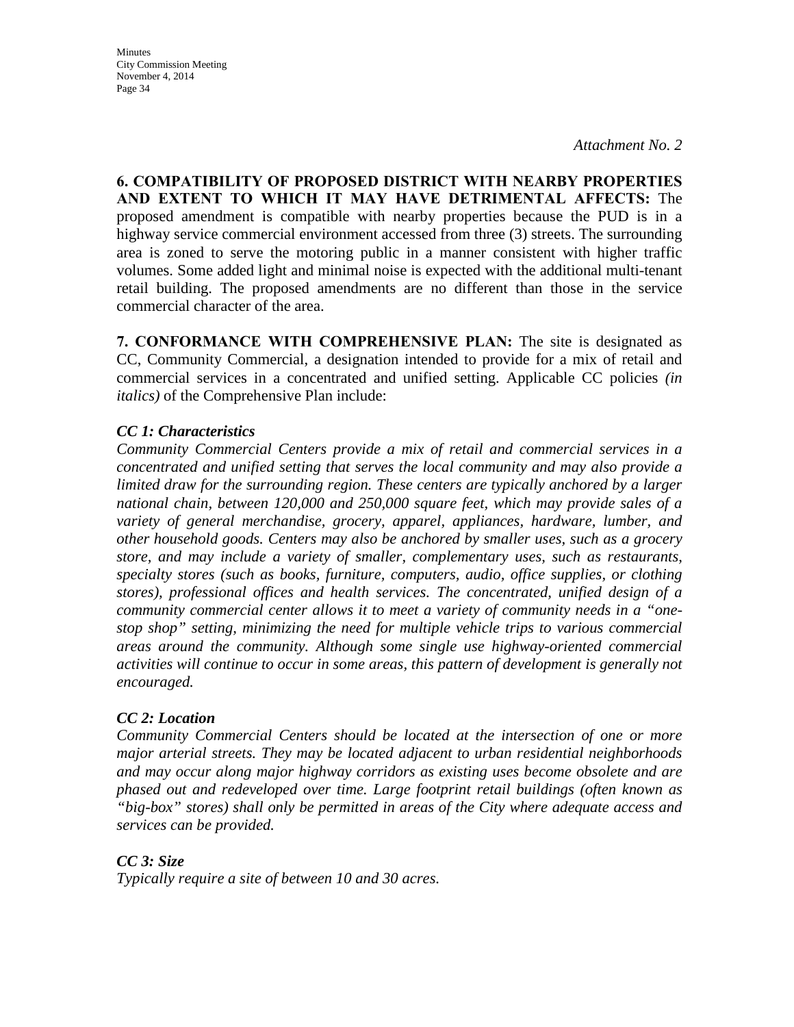*Attachment No. 2*

**6. COMPATIBILITY OF PROPOSED DISTRICT WITH NEARBY PROPERTIES AND EXTENT TO WHICH IT MAY HAVE DETRIMENTAL AFFECTS:** The proposed amendment is compatible with nearby properties because the PUD is in a highway service commercial environment accessed from three (3) streets. The surrounding area is zoned to serve the motoring public in a manner consistent with higher traffic volumes. Some added light and minimal noise is expected with the additional multi-tenant retail building. The proposed amendments are no different than those in the service commercial character of the area.

**7. CONFORMANCE WITH COMPREHENSIVE PLAN:** The site is designated as CC, Community Commercial, a designation intended to provide for a mix of retail and commercial services in a concentrated and unified setting. Applicable CC policies *(in italics)* of the Comprehensive Plan include:

***CC 1: Characteristics***

*Community Commercial Centers provide a mix of retail and commercial services in a concentrated and unified setting that serves the local community and may also provide a limited draw for the surrounding region. These centers are typically anchored by a larger national chain, between 120,000 and 250,000 square feet, which may provide sales of a variety of general merchandise, grocery, apparel, appliances, hardware, lumber, and other household goods. Centers may also be anchored by smaller uses, such as a grocery store, and may include a variety of smaller, complementary uses, such as restaurants, specialty stores (such as books, furniture, computers, audio, office supplies, or clothing stores), professional offices and health services. The concentrated, unified design of a community commercial center allows it to meet a variety of community needs in a "one-stop shop" setting, minimizing the need for multiple vehicle trips to various commercial areas around the community. Although some single use highway-oriented commercial activities will continue to occur in some areas, this pattern of development is generally not encouraged.*

***CC 2: Location***

*Community Commercial Centers should be located at the intersection of one or more major arterial streets. They may be located adjacent to urban residential neighborhoods and may occur along major highway corridors as existing uses become obsolete and are phased out and redeveloped over time. Large footprint retail buildings (often known as "big-box" stores) shall only be permitted in areas of the City where adequate access and services can be provided.*

***CC 3: Size***

*Typically require a site of between 10 and 30 acres.*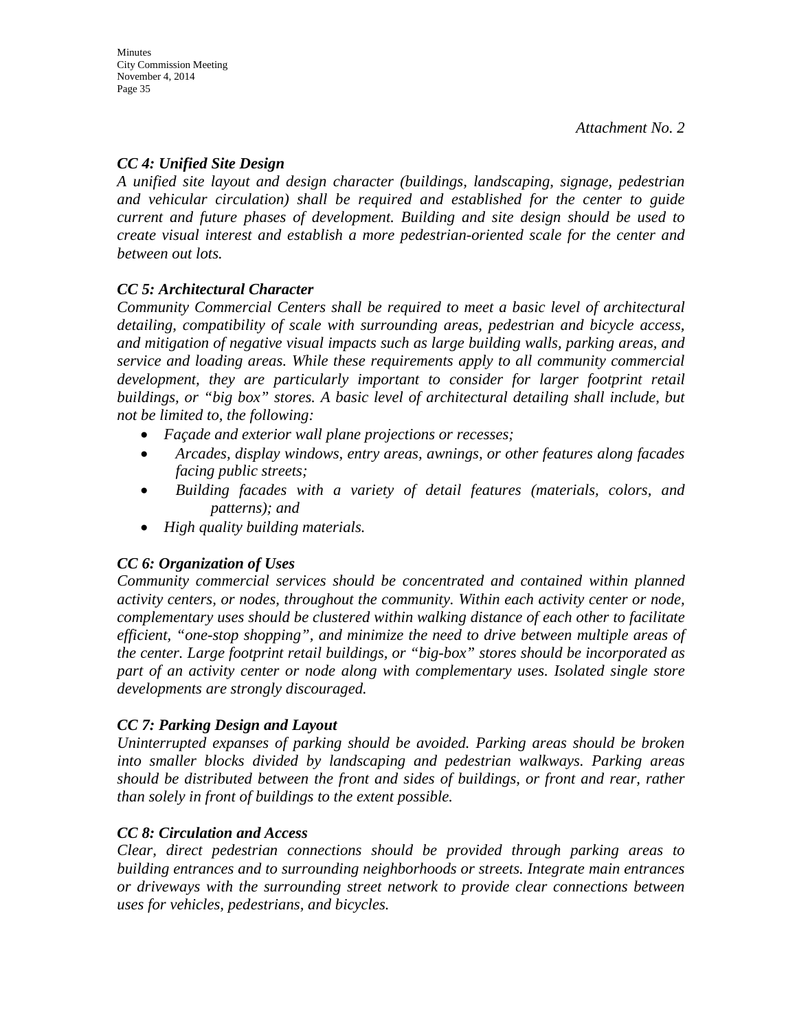*Attachment No. 2*

***CC 4: Unified Site Design***

*A unified site layout and design character (buildings, landscaping, signage, pedestrian and vehicular circulation) shall be required and established for the center to guide current and future phases of development. Building and site design should be used to create visual interest and establish a more pedestrian-oriented scale for the center and between out lots.*

***CC 5: Architectural Character***

*Community Commercial Centers shall be required to meet a basic level of architectural detailing, compatibility of scale with surrounding areas, pedestrian and bicycle access, and mitigation of negative visual impacts such as large building walls, parking areas, and service and loading areas. While these requirements apply to all community commercial development, they are particularly important to consider for larger footprint retail buildings, or "big box" stores. A basic level of architectural detailing shall include, but not be limited to, the following:*

- *Façade and exterior wall plane projections or recesses;*
- *Arcades, display windows, entry areas, awnings, or other features along facades facing public streets;*
- *Building facades with a variety of detail features (materials, colors, and patterns); and*
- *High quality building materials.*

***CC 6: Organization of Uses***

*Community commercial services should be concentrated and contained within planned activity centers, or nodes, throughout the community. Within each activity center or node, complementary uses should be clustered within walking distance of each other to facilitate efficient, "one-stop shopping", and minimize the need to drive between multiple areas of the center. Large footprint retail buildings, or "big-box" stores should be incorporated as part of an activity center or node along with complementary uses. Isolated single store developments are strongly discouraged.*

***CC 7: Parking Design and Layout***

*Uninterrupted expanses of parking should be avoided. Parking areas should be broken into smaller blocks divided by landscaping and pedestrian walkways. Parking areas should be distributed between the front and sides of buildings, or front and rear, rather than solely in front of buildings to the extent possible.*

***CC 8: Circulation and Access***

*Clear, direct pedestrian connections should be provided through parking areas to building entrances and to surrounding neighborhoods or streets. Integrate main entrances or driveways with the surrounding street network to provide clear connections between uses for vehicles, pedestrians, and bicycles.*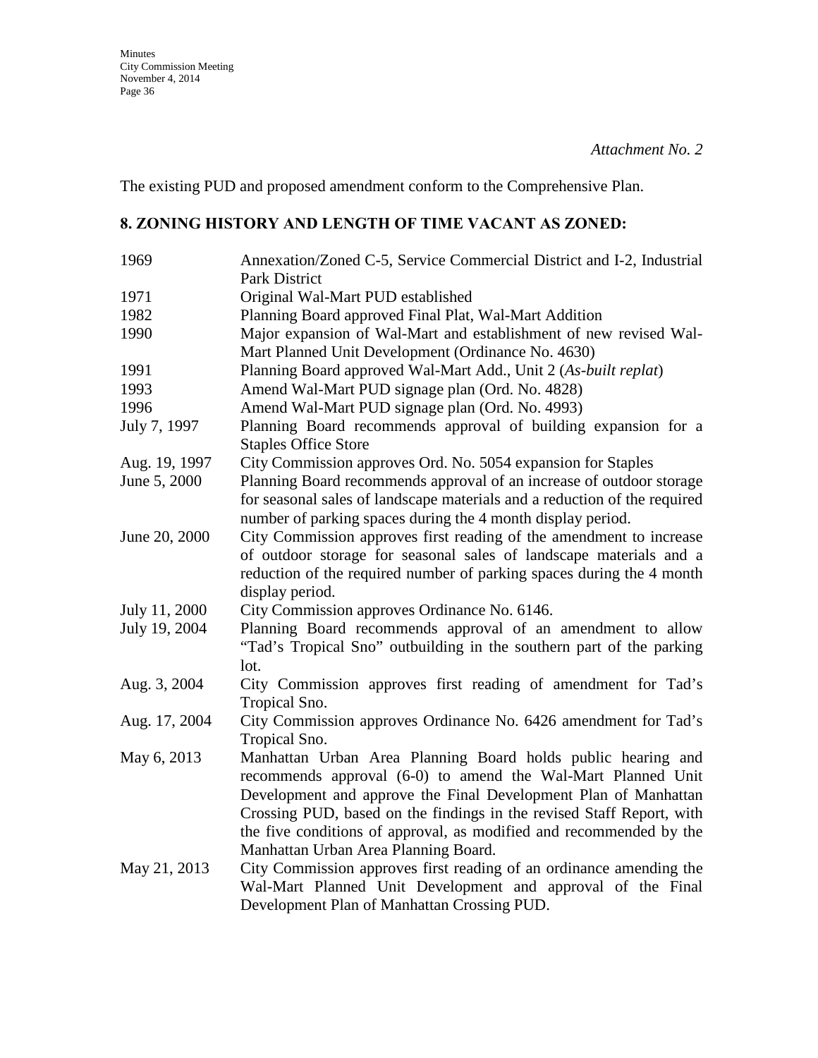*Attachment No. 2*

The existing PUD and proposed amendment conform to the Comprehensive Plan.

## 8. ZONING HISTORY AND LENGTH OF TIME VACANT AS ZONED:

| | |
|---|---|
| 1969 | Annexation/Zoned C-5, Service Commercial District and I-2, Industrial Park District |
| 1971 | Original Wal-Mart PUD established |
| 1982 | Planning Board approved Final Plat, Wal-Mart Addition |
| 1990 | Major expansion of Wal-Mart and establishment of new revised Wal-Mart Planned Unit Development (Ordinance No. 4630) |
| 1991 | Planning Board approved Wal-Mart Add., Unit 2 (*As-built replat*) |
| 1993 | Amend Wal-Mart PUD signage plan (Ord. No. 4828) |
| 1996 | Amend Wal-Mart PUD signage plan (Ord. No. 4993) |
| July 7, 1997 | Planning Board recommends approval of building expansion for a Staples Office Store |
| Aug. 19, 1997 | City Commission approves Ord. No. 5054 expansion for Staples |
| June 5, 2000 | Planning Board recommends approval of an increase of outdoor storage for seasonal sales of landscape materials and a reduction of the required number of parking spaces during the 4 month display period. |
| June 20, 2000 | City Commission approves first reading of the amendment to increase of outdoor storage for seasonal sales of landscape materials and a reduction of the required number of parking spaces during the 4 month display period. |
| July 11, 2000 | City Commission approves Ordinance No. 6146. |
| July 19, 2004 | Planning Board recommends approval of an amendment to allow "Tad's Tropical Sno" outbuilding in the southern part of the parking lot. |
| Aug. 3, 2004 | City Commission approves first reading of amendment for Tad's Tropical Sno. |
| Aug. 17, 2004 | City Commission approves Ordinance No. 6426 amendment for Tad's Tropical Sno. |
| May 6, 2013 | Manhattan Urban Area Planning Board holds public hearing and recommends approval (6-0) to amend the Wal-Mart Planned Unit Development and approve the Final Development Plan of Manhattan Crossing PUD, based on the findings in the revised Staff Report, with the five conditions of approval, as modified and recommended by the Manhattan Urban Area Planning Board. |
| May 21, 2013 | City Commission approves first reading of an ordinance amending the Wal-Mart Planned Unit Development and approval of the Final Development Plan of Manhattan Crossing PUD. |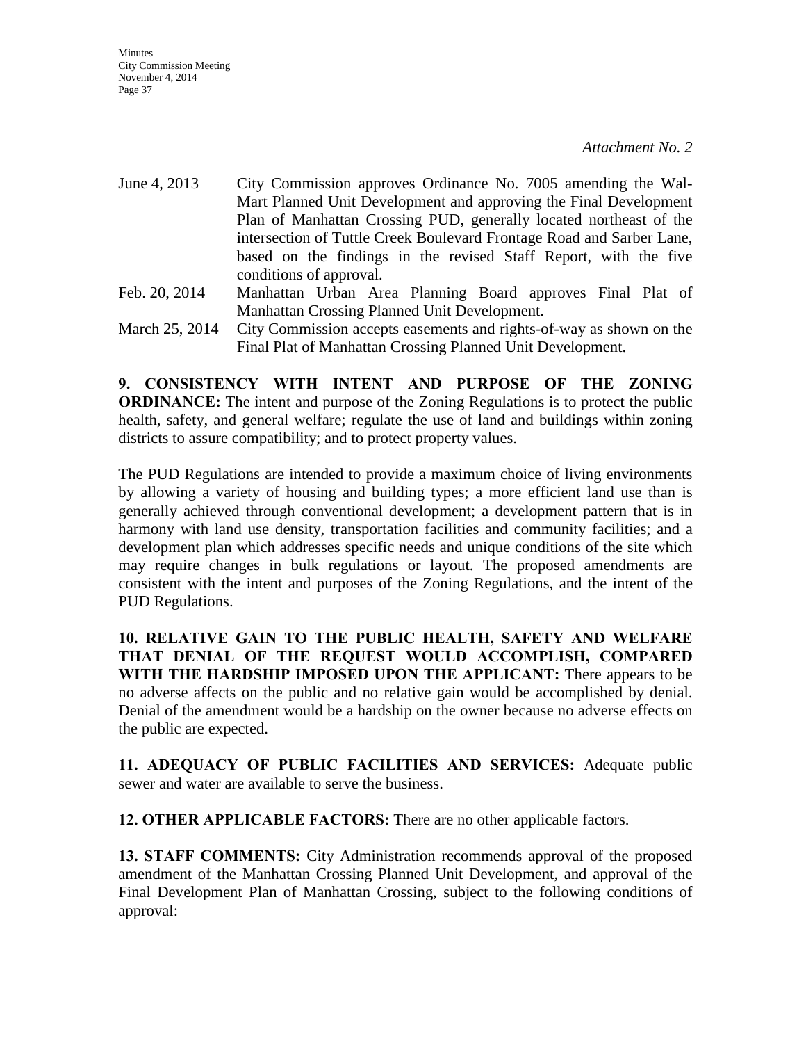*Attachment No. 2*

| | |
|---|---|
| June 4, 2013 | City Commission approves Ordinance No. 7005 amending the Wal-Mart Planned Unit Development and approving the Final Development Plan of Manhattan Crossing PUD, generally located northeast of the intersection of Tuttle Creek Boulevard Frontage Road and Sarber Lane, based on the findings in the revised Staff Report, with the five conditions of approval. |
| Feb. 20, 2014 | Manhattan Urban Area Planning Board approves Final Plat of Manhattan Crossing Planned Unit Development. |
| March 25, 2014 | City Commission accepts easements and rights-of-way as shown on the Final Plat of Manhattan Crossing Planned Unit Development. |

**9. CONSISTENCY WITH INTENT AND PURPOSE OF THE ZONING ORDINANCE:** The intent and purpose of the Zoning Regulations is to protect the public health, safety, and general welfare; regulate the use of land and buildings within zoning districts to assure compatibility; and to protect property values.

The PUD Regulations are intended to provide a maximum choice of living environments by allowing a variety of housing and building types; a more efficient land use than is generally achieved through conventional development; a development pattern that is in harmony with land use density, transportation facilities and community facilities; and a development plan which addresses specific needs and unique conditions of the site which may require changes in bulk regulations or layout. The proposed amendments are consistent with the intent and purposes of the Zoning Regulations, and the intent of the PUD Regulations.

**10. RELATIVE GAIN TO THE PUBLIC HEALTH, SAFETY AND WELFARE THAT DENIAL OF THE REQUEST WOULD ACCOMPLISH, COMPARED WITH THE HARDSHIP IMPOSED UPON THE APPLICANT:** There appears to be no adverse affects on the public and no relative gain would be accomplished by denial. Denial of the amendment would be a hardship on the owner because no adverse effects on the public are expected.

**11. ADEQUACY OF PUBLIC FACILITIES AND SERVICES:** Adequate public sewer and water are available to serve the business.

**12. OTHER APPLICABLE FACTORS:** There are no other applicable factors.

**13. STAFF COMMENTS:** City Administration recommends approval of the proposed amendment of the Manhattan Crossing Planned Unit Development, and approval of the Final Development Plan of Manhattan Crossing, subject to the following conditions of approval: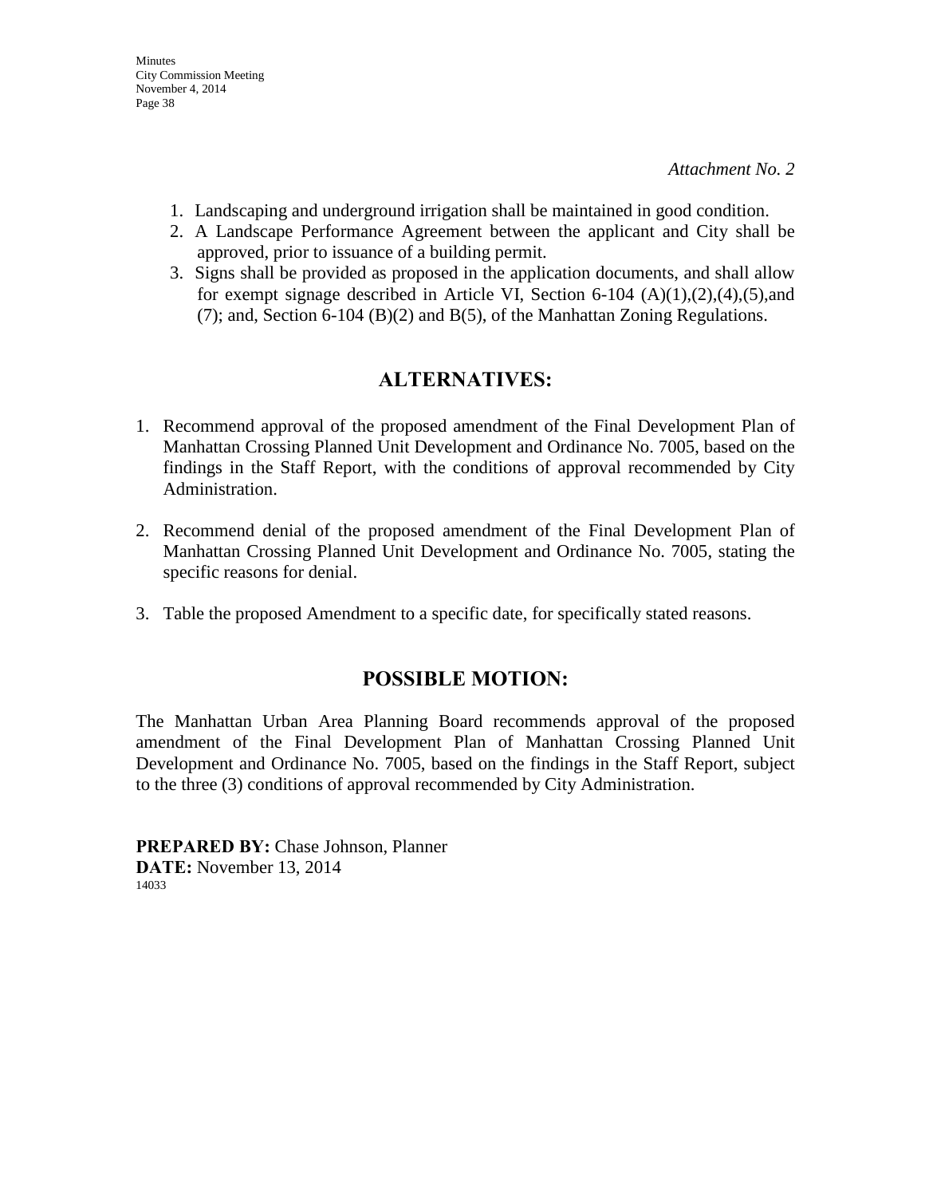*Attachment No. 2*

1. Landscaping and underground irrigation shall be maintained in good condition.
2. A Landscape Performance Agreement between the applicant and City shall be approved, prior to issuance of a building permit.
3. Signs shall be provided as proposed in the application documents, and shall allow for exempt signage described in Article VI, Section 6-104 (A)(1),(2),(4),(5),and (7); and, Section 6-104 (B)(2) and B(5), of the Manhattan Zoning Regulations.

## ALTERNATIVES:

1. Recommend approval of the proposed amendment of the Final Development Plan of Manhattan Crossing Planned Unit Development and Ordinance No. 7005, based on the findings in the Staff Report, with the conditions of approval recommended by City Administration.

2. Recommend denial of the proposed amendment of the Final Development Plan of Manhattan Crossing Planned Unit Development and Ordinance No. 7005, stating the specific reasons for denial.

3. Table the proposed Amendment to a specific date, for specifically stated reasons.

## POSSIBLE MOTION:

The Manhattan Urban Area Planning Board recommends approval of the proposed amendment of the Final Development Plan of Manhattan Crossing Planned Unit Development and Ordinance No. 7005, based on the findings in the Staff Report, subject to the three (3) conditions of approval recommended by City Administration.

**PREPARED BY:** Chase Johnson, Planner
**DATE:** November 13, 2014
14033